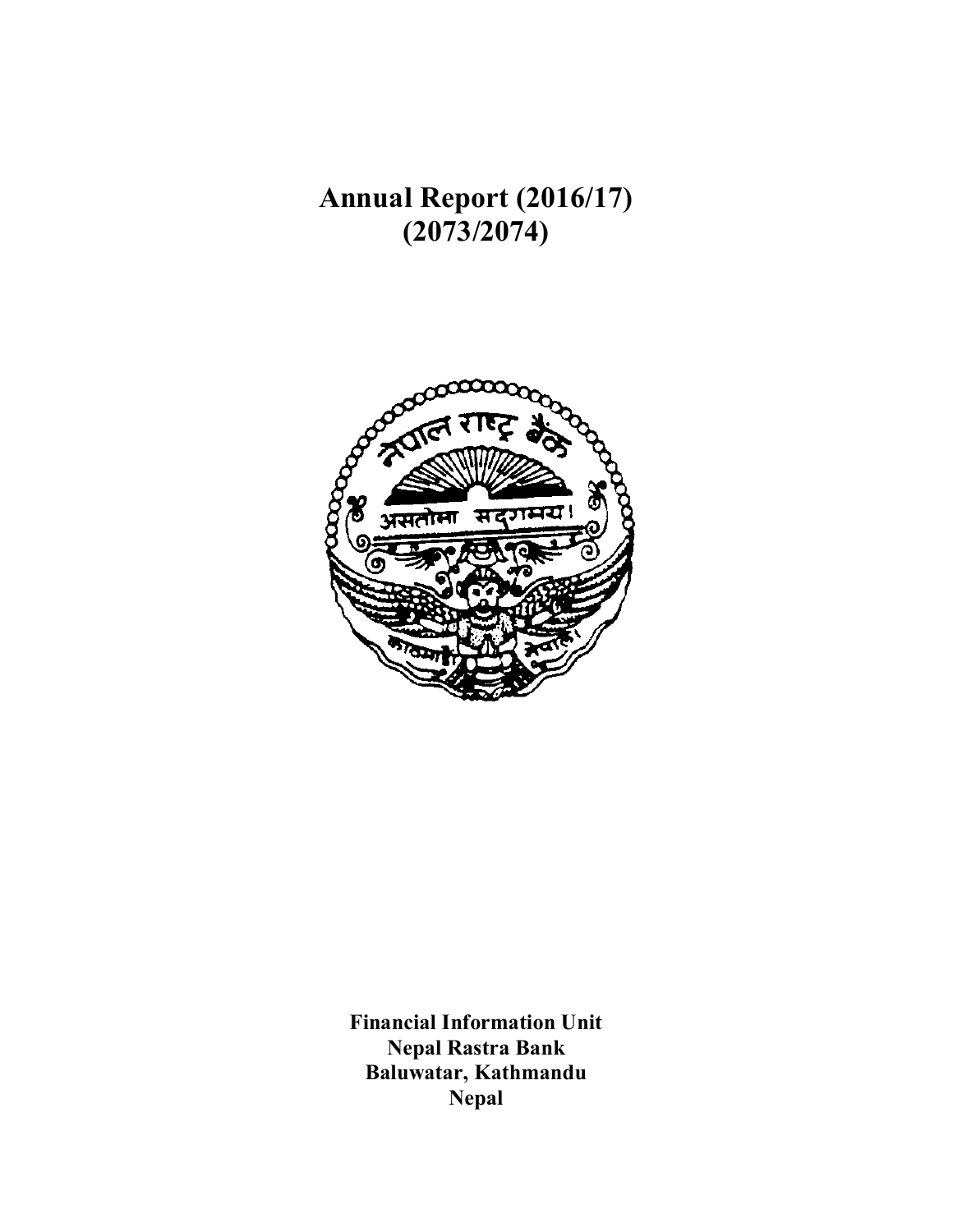# Annual Report (2016/17)
# (2073/2074)

**Financial Information Unit**
**Nepal Rastra Bank**
**Baluwatar, Kathmandu**
**Nepal**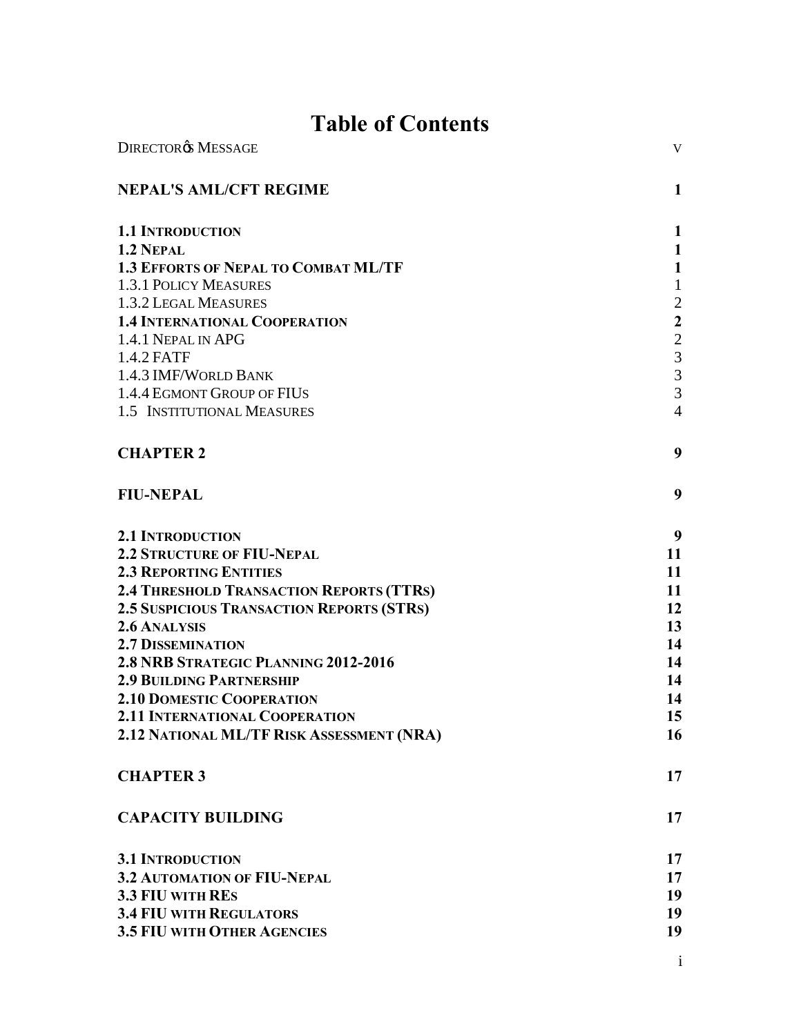# Table of Contents

| | |
|---|---|
| DIRECTOR'S MESSAGE | v |
| **NEPAL'S AML/CFT REGIME** | **1** |
| **1.1 INTRODUCTION** | **1** |
| **1.2 NEPAL** | **1** |
| **1.3 EFFORTS OF NEPAL TO COMBAT ML/TF** | **1** |
| 1.3.1 POLICY MEASURES | 1 |
| 1.3.2 LEGAL MEASURES | 2 |
| **1.4 INTERNATIONAL COOPERATION** | **2** |
| 1.4.1 NEPAL IN APG | 2 |
| 1.4.2 FATF | 3 |
| 1.4.3 IMF/WORLD BANK | 3 |
| 1.4.4 EGMONT GROUP OF FIUS | 3 |
| 1.5 INSTITUTIONAL MEASURES | 4 |
| **CHAPTER 2** | **9** |
| **FIU-NEPAL** | **9** |
| **2.1 INTRODUCTION** | **9** |
| **2.2 STRUCTURE OF FIU-NEPAL** | **11** |
| **2.3 REPORTING ENTITIES** | **11** |
| **2.4 THRESHOLD TRANSACTION REPORTS (TTRS)** | **11** |
| **2.5 SUSPICIOUS TRANSACTION REPORTS (STRS)** | **12** |
| **2.6 ANALYSIS** | **13** |
| **2.7 DISSEMINATION** | **14** |
| **2.8 NRB STRATEGIC PLANNING 2012-2016** | **14** |
| **2.9 BUILDING PARTNERSHIP** | **14** |
| **2.10 DOMESTIC COOPERATION** | **14** |
| **2.11 INTERNATIONAL COOPERATION** | **15** |
| **2.12 NATIONAL ML/TF RISK ASSESSMENT (NRA)** | **16** |
| **CHAPTER 3** | **17** |
| **CAPACITY BUILDING** | **17** |
| **3.1 INTRODUCTION** | **17** |
| **3.2 AUTOMATION OF FIU-NEPAL** | **17** |
| **3.3 FIU WITH RES** | **19** |
| **3.4 FIU WITH REGULATORS** | **19** |
| **3.5 FIU WITH OTHER AGENCIES** | **19** |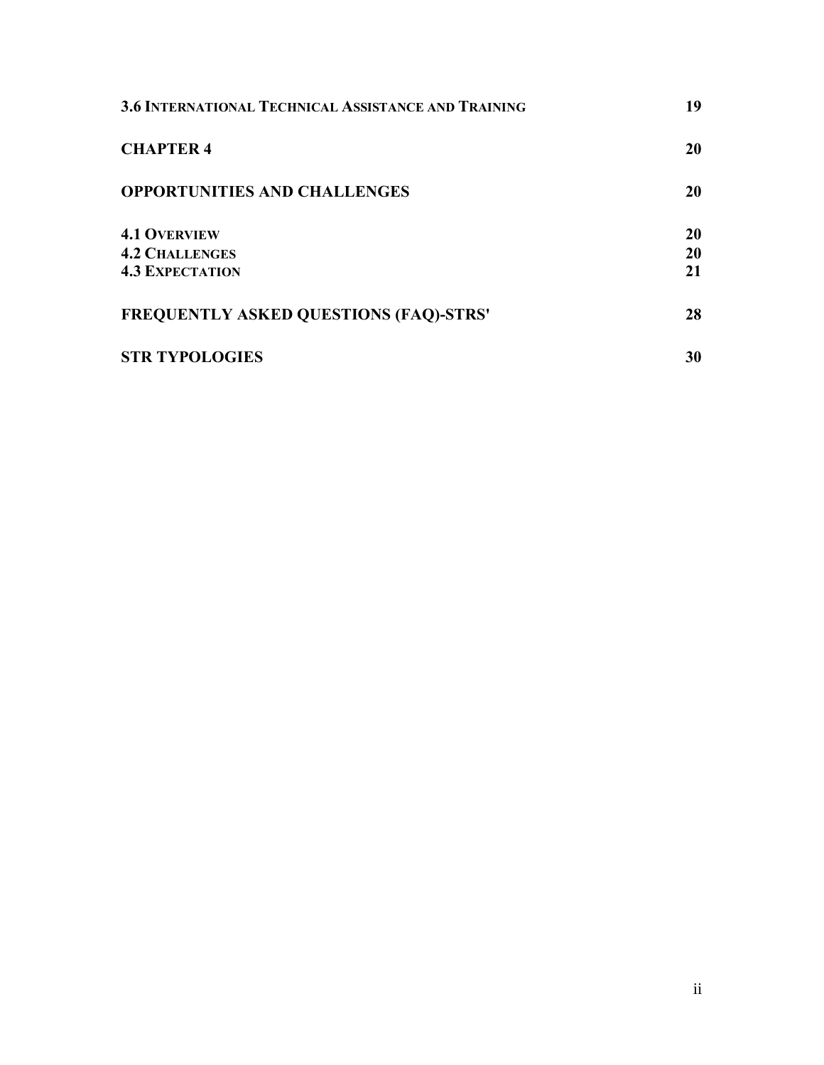| | |
|---|---|
| **3.6 International Technical Assistance and Training** | **19** |
| **CHAPTER 4** | **20** |
| **OPPORTUNITIES AND CHALLENGES** | **20** |
| **4.1 Overview** | **20** |
| **4.2 Challenges** | **20** |
| **4.3 Expectation** | **21** |
| **FREQUENTLY ASKED QUESTIONS (FAQ)-STRS'** | **28** |
| **STR TYPOLOGIES** | **30** |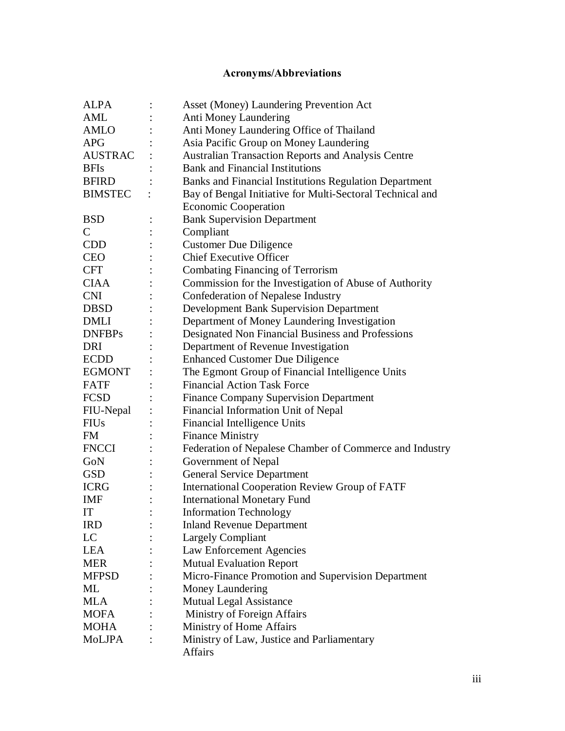## Acronyms/Abbreviations

| | | |
|---|---|---|
| ALPA | : | Asset (Money) Laundering Prevention Act |
| AML | : | Anti Money Laundering |
| AMLO | : | Anti Money Laundering Office of Thailand |
| APG | : | Asia Pacific Group on Money Laundering |
| AUSTRAC | : | Australian Transaction Reports and Analysis Centre |
| BFIs | : | Bank and Financial Institutions |
| BFIRD | : | Banks and Financial Institutions Regulation Department |
| BIMSTEC | : | Bay of Bengal Initiative for Multi-Sectoral Technical and Economic Cooperation |
| BSD | : | Bank Supervision Department |
| C | : | Compliant |
| CDD | : | Customer Due Diligence |
| CEO | : | Chief Executive Officer |
| CFT | : | Combating Financing of Terrorism |
| CIAA | : | Commission for the Investigation of Abuse of Authority |
| CNI | : | Confederation of Nepalese Industry |
| DBSD | : | Development Bank Supervision Department |
| DMLI | : | Department of Money Laundering Investigation |
| DNFBPs | : | Designated Non Financial Business and Professions |
| DRI | : | Department of Revenue Investigation |
| ECDD | : | Enhanced Customer Due Diligence |
| EGMONT | : | The Egmont Group of Financial Intelligence Units |
| FATF | : | Financial Action Task Force |
| FCSD | : | Finance Company Supervision Department |
| FIU-Nepal | : | Financial Information Unit of Nepal |
| FIUs | : | Financial Intelligence Units |
| FM | : | Finance Ministry |
| FNCCI | : | Federation of Nepalese Chamber of Commerce and Industry |
| GoN | : | Government of Nepal |
| GSD | : | General Service Department |
| ICRG | : | International Cooperation Review Group of FATF |
| IMF | : | International Monetary Fund |
| IT | : | Information Technology |
| IRD | : | Inland Revenue Department |
| LC | : | Largely Compliant |
| LEA | : | Law Enforcement Agencies |
| MER | : | Mutual Evaluation Report |
| MFPSD | : | Micro-Finance Promotion and Supervision Department |
| ML | : | Money Laundering |
| MLA | : | Mutual Legal Assistance |
| MOFA | : | Ministry of Foreign Affairs |
| MOHA | : | Ministry of Home Affairs |
| MoLJPA | : | Ministry of Law, Justice and Parliamentary Affairs |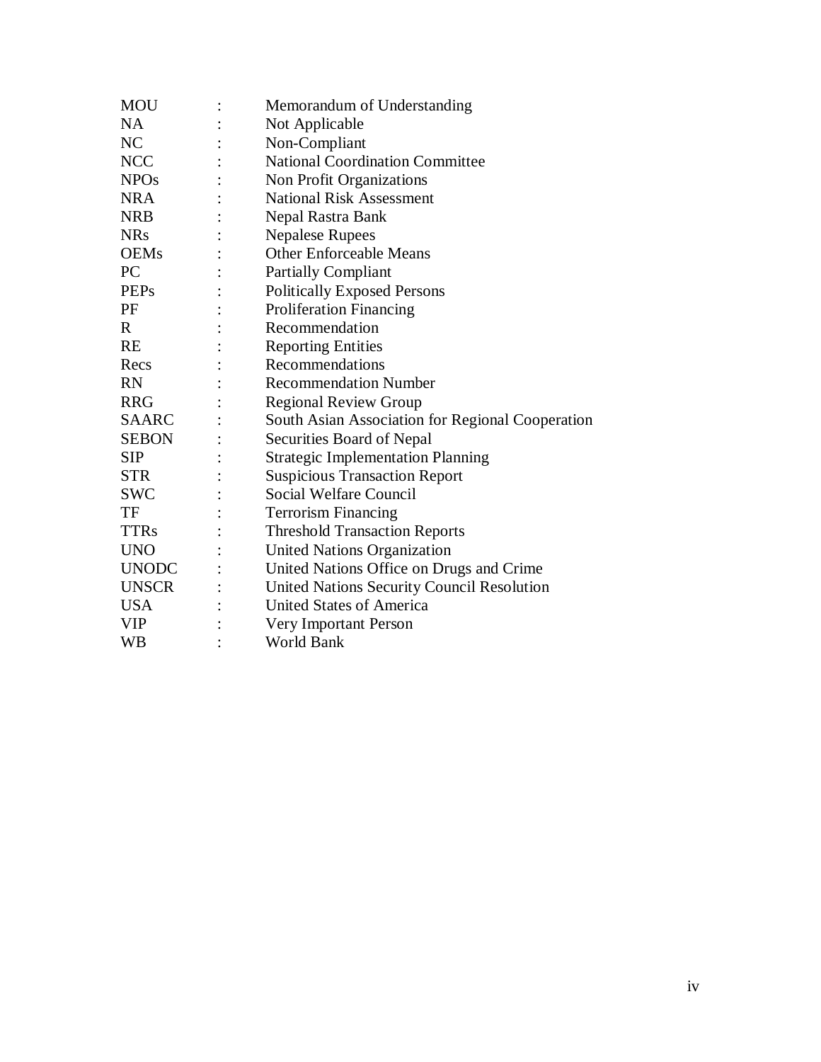| | | |
|---|---|---|
| MOU | : | Memorandum of Understanding |
| NA | : | Not Applicable |
| NC | : | Non-Compliant |
| NCC | : | National Coordination Committee |
| NPOs | : | Non Profit Organizations |
| NRA | : | National Risk Assessment |
| NRB | : | Nepal Rastra Bank |
| NRs | : | Nepalese Rupees |
| OEMs | : | Other Enforceable Means |
| PC | : | Partially Compliant |
| PEPs | : | Politically Exposed Persons |
| PF | : | Proliferation Financing |
| R | : | Recommendation |
| RE | : | Reporting Entities |
| Recs | : | Recommendations |
| RN | : | Recommendation Number |
| RRG | : | Regional Review Group |
| SAARC | : | South Asian Association for Regional Cooperation |
| SEBON | : | Securities Board of Nepal |
| SIP | : | Strategic Implementation Planning |
| STR | : | Suspicious Transaction Report |
| SWC | : | Social Welfare Council |
| TF | : | Terrorism Financing |
| TTRs | : | Threshold Transaction Reports |
| UNO | : | United Nations Organization |
| UNODC | : | United Nations Office on Drugs and Crime |
| UNSCR | : | United Nations Security Council Resolution |
| USA | : | United States of America |
| VIP | : | Very Important Person |
| WB | : | World Bank |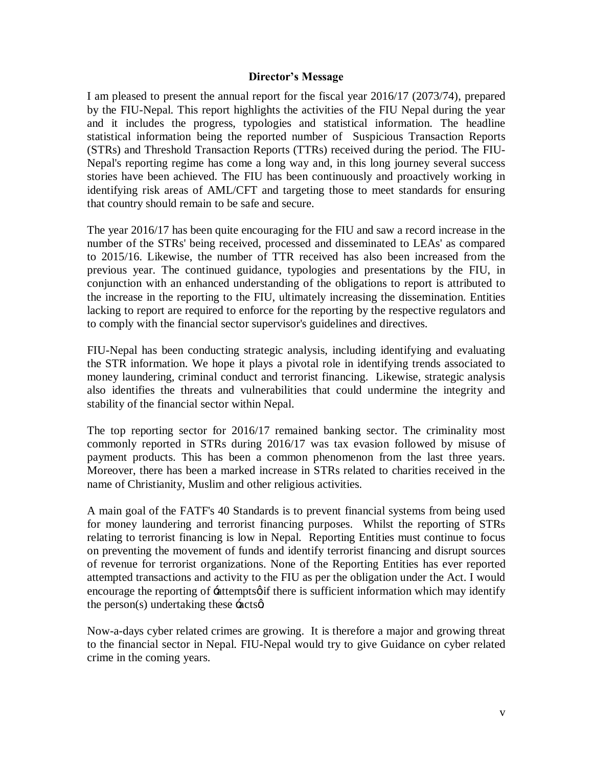## Director's Message

I am pleased to present the annual report for the fiscal year 2016/17 (2073/74), prepared by the FIU-Nepal. This report highlights the activities of the FIU Nepal during the year and it includes the progress, typologies and statistical information. The headline statistical information being the reported number of Suspicious Transaction Reports (STRs) and Threshold Transaction Reports (TTRs) received during the period. The FIU-Nepal's reporting regime has come a long way and, in this long journey several success stories have been achieved. The FIU has been continuously and proactively working in identifying risk areas of AML/CFT and targeting those to meet standards for ensuring that country should remain to be safe and secure.

The year 2016/17 has been quite encouraging for the FIU and saw a record increase in the number of the STRs' being received, processed and disseminated to LEAs' as compared to 2015/16. Likewise, the number of TTR received has also been increased from the previous year. The continued guidance, typologies and presentations by the FIU, in conjunction with an enhanced understanding of the obligations to report is attributed to the increase in the reporting to the FIU, ultimately increasing the dissemination. Entities lacking to report are required to enforce for the reporting by the respective regulators and to comply with the financial sector supervisor's guidelines and directives.

FIU-Nepal has been conducting strategic analysis, including identifying and evaluating the STR information. We hope it plays a pivotal role in identifying trends associated to money laundering, criminal conduct and terrorist financing. Likewise, strategic analysis also identifies the threats and vulnerabilities that could undermine the integrity and stability of the financial sector within Nepal.

The top reporting sector for 2016/17 remained banking sector. The criminality most commonly reported in STRs during 2016/17 was tax evasion followed by misuse of payment products. This has been a common phenomenon from the last three years. Moreover, there has been a marked increase in STRs related to charities received in the name of Christianity, Muslim and other religious activities.

A main goal of the FATF's 40 Standards is to prevent financial systems from being used for money laundering and terrorist financing purposes. Whilst the reporting of STRs relating to terrorist financing is low in Nepal. Reporting Entities must continue to focus on preventing the movement of funds and identify terrorist financing and disrupt sources of revenue for terrorist organizations. None of the Reporting Entities has ever reported attempted transactions and activity to the FIU as per the obligation under the Act. I would encourage the reporting of 'attempts' if there is sufficient information which may identify the person(s) undertaking these 'acts'.

Now-a-days cyber related crimes are growing. It is therefore a major and growing threat to the financial sector in Nepal. FIU-Nepal would try to give Guidance on cyber related crime in the coming years.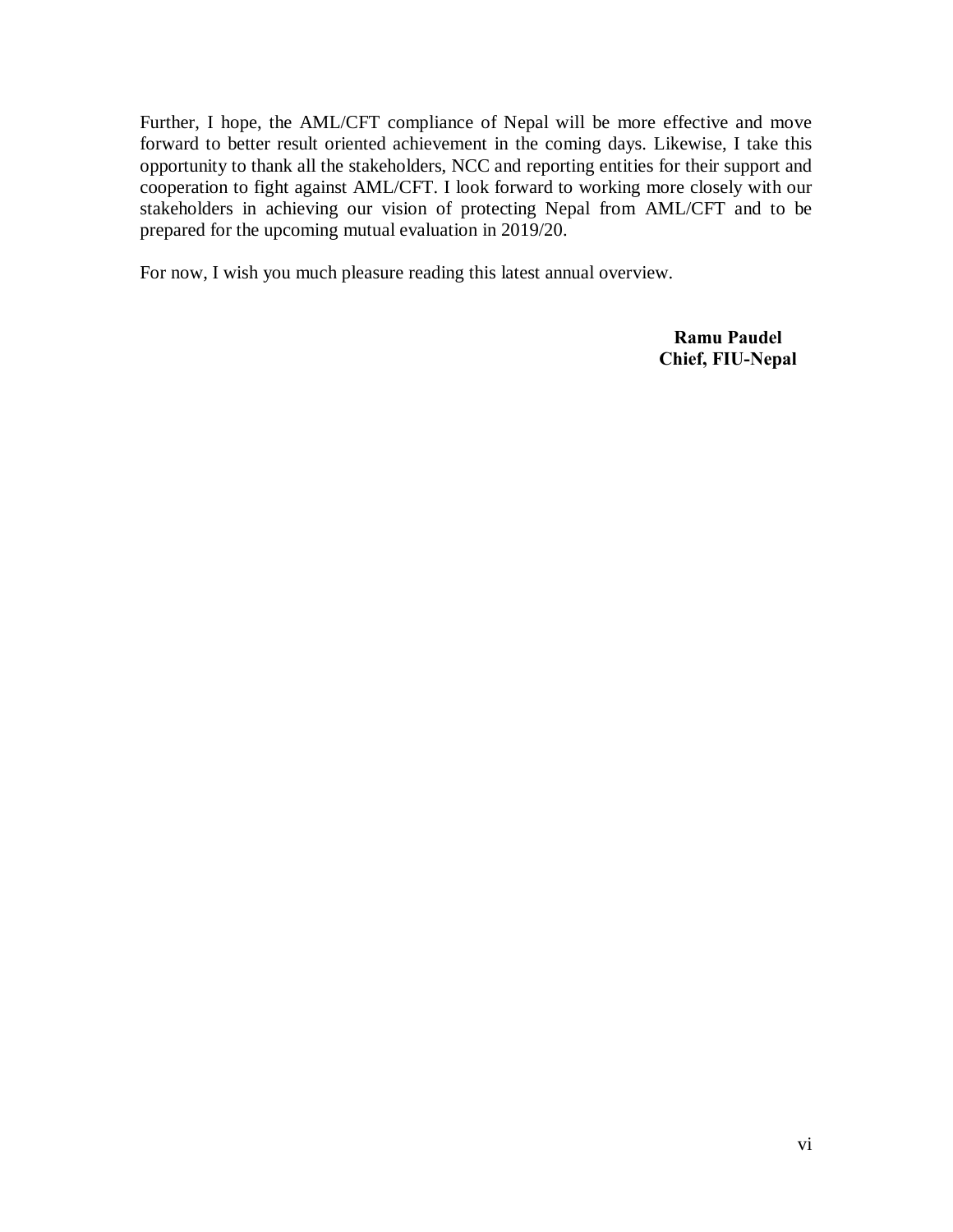Further, I hope, the AML/CFT compliance of Nepal will be more effective and move forward to better result oriented achievement in the coming days. Likewise, I take this opportunity to thank all the stakeholders, NCC and reporting entities for their support and cooperation to fight against AML/CFT. I look forward to working more closely with our stakeholders in achieving our vision of protecting Nepal from AML/CFT and to be prepared for the upcoming mutual evaluation in 2019/20.

For now, I wish you much pleasure reading this latest annual overview.

**Ramu Paudel**
**Chief, FIU-Nepal**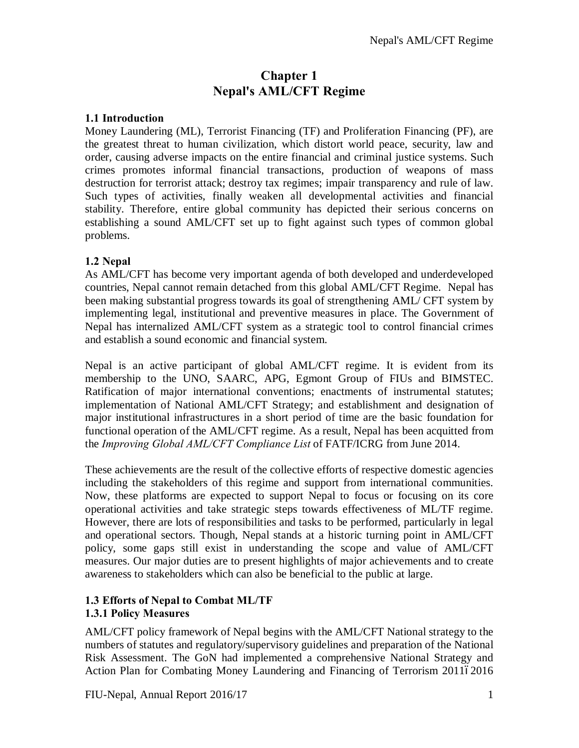# Chapter 1
# Nepal's AML/CFT Regime

### 1.1 Introduction

Money Laundering (ML), Terrorist Financing (TF) and Proliferation Financing (PF), are the greatest threat to human civilization, which distort world peace, security, law and order, causing adverse impacts on the entire financial and criminal justice systems. Such crimes promotes informal financial transactions, production of weapons of mass destruction for terrorist attack; destroy tax regimes; impair transparency and rule of law. Such types of activities, finally weaken all developmental activities and financial stability. Therefore, entire global community has depicted their serious concerns on establishing a sound AML/CFT set up to fight against such types of common global problems.

### 1.2 Nepal

As AML/CFT has become very important agenda of both developed and underdeveloped countries, Nepal cannot remain detached from this global AML/CFT Regime. Nepal has been making substantial progress towards its goal of strengthening AML/ CFT system by implementing legal, institutional and preventive measures in place. The Government of Nepal has internalized AML/CFT system as a strategic tool to control financial crimes and establish a sound economic and financial system.

Nepal is an active participant of global AML/CFT regime. It is evident from its membership to the UNO, SAARC, APG, Egmont Group of FIUs and BIMSTEC. Ratification of major international conventions; enactments of instrumental statutes; implementation of National AML/CFT Strategy; and establishment and designation of major institutional infrastructures in a short period of time are the basic foundation for functional operation of the AML/CFT regime. As a result, Nepal has been acquitted from the *Improving Global AML/CFT Compliance List* of FATF/ICRG from June 2014.

These achievements are the result of the collective efforts of respective domestic agencies including the stakeholders of this regime and support from international communities. Now, these platforms are expected to support Nepal to focus or focusing on its core operational activities and take strategic steps towards effectiveness of ML/TF regime. However, there are lots of responsibilities and tasks to be performed, particularly in legal and operational sectors. Though, Nepal stands at a historic turning point in AML/CFT policy, some gaps still exist in understanding the scope and value of AML/CFT measures. Our major duties are to present highlights of major achievements and to create awareness to stakeholders which can also be beneficial to the public at large.

### 1.3 Efforts of Nepal to Combat ML/TF

#### 1.3.1 Policy Measures

AML/CFT policy framework of Nepal begins with the AML/CFT National strategy to the numbers of statutes and regulatory/supervisory guidelines and preparation of the National Risk Assessment. The GoN had implemented a comprehensive National Strategy and Action Plan for Combating Money Laundering and Financing of Terrorism 2011–2016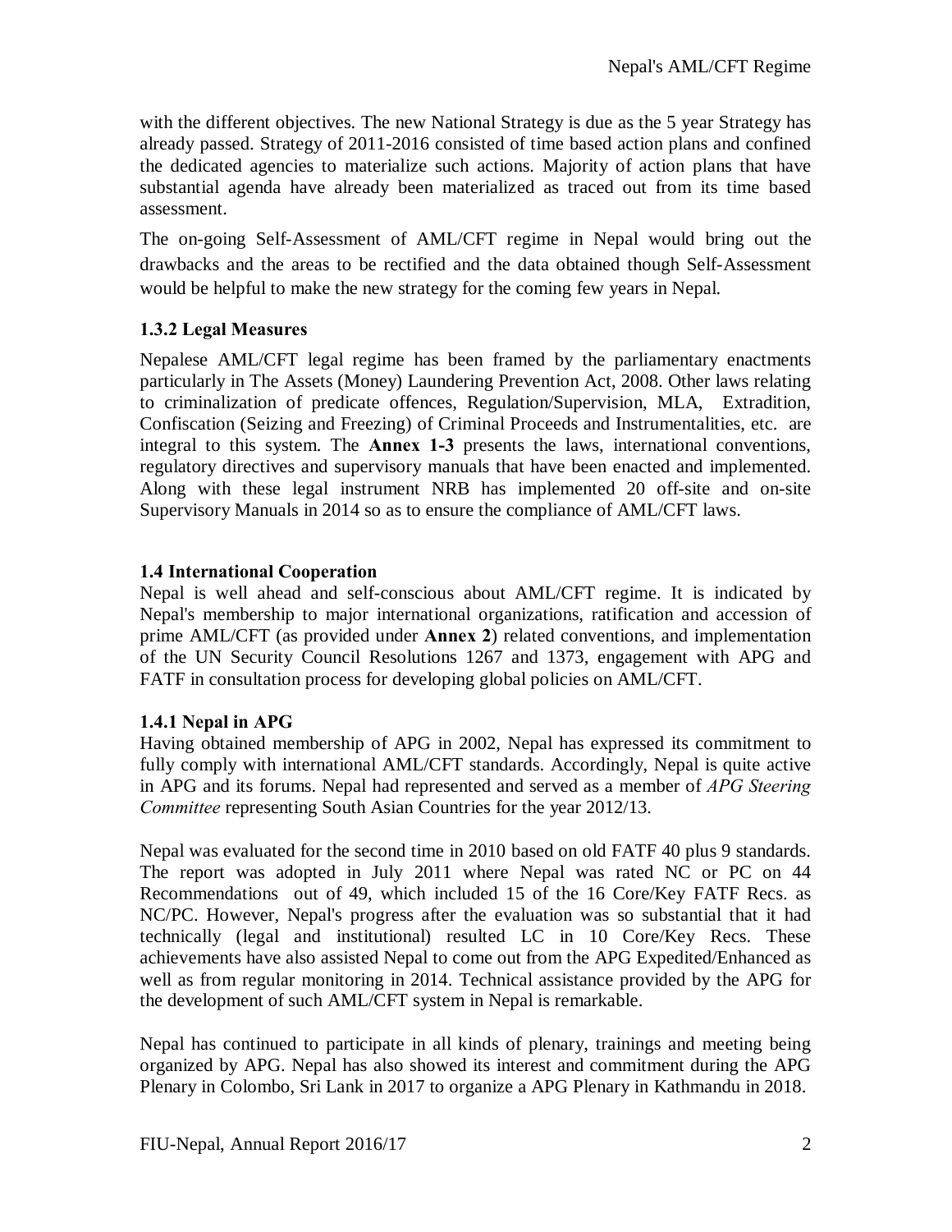with the different objectives. The new National Strategy is due as the 5 year Strategy has already passed. Strategy of 2011-2016 consisted of time based action plans and confined the dedicated agencies to materialize such actions. Majority of action plans that have substantial agenda have already been materialized as traced out from its time based assessment.

The on-going Self-Assessment of AML/CFT regime in Nepal would bring out the drawbacks and the areas to be rectified and the data obtained though Self-Assessment would be helpful to make the new strategy for the coming few years in Nepal.

### 1.3.2 Legal Measures

Nepalese AML/CFT legal regime has been framed by the parliamentary enactments particularly in The Assets (Money) Laundering Prevention Act, 2008. Other laws relating to criminalization of predicate offences, Regulation/Supervision, MLA, Extradition, Confiscation (Seizing and Freezing) of Criminal Proceeds and Instrumentalities, etc. are integral to this system. The **Annex 1-3** presents the laws, international conventions, regulatory directives and supervisory manuals that have been enacted and implemented. Along with these legal instrument NRB has implemented 20 off-site and on-site Supervisory Manuals in 2014 so as to ensure the compliance of AML/CFT laws.

## 1.4 International Cooperation

Nepal is well ahead and self-conscious about AML/CFT regime. It is indicated by Nepal's membership to major international organizations, ratification and accession of prime AML/CFT (as provided under **Annex 2**) related conventions, and implementation of the UN Security Council Resolutions 1267 and 1373, engagement with APG and FATF in consultation process for developing global policies on AML/CFT.

### 1.4.1 Nepal in APG

Having obtained membership of APG in 2002, Nepal has expressed its commitment to fully comply with international AML/CFT standards. Accordingly, Nepal is quite active in APG and its forums. Nepal had represented and served as a member of *APG Steering Committee* representing South Asian Countries for the year 2012/13.

Nepal was evaluated for the second time in 2010 based on old FATF 40 plus 9 standards. The report was adopted in July 2011 where Nepal was rated NC or PC on 44 Recommendations out of 49, which included 15 of the 16 Core/Key FATF Recs. as NC/PC. However, Nepal's progress after the evaluation was so substantial that it had technically (legal and institutional) resulted LC in 10 Core/Key Recs. These achievements have also assisted Nepal to come out from the APG Expedited/Enhanced as well as from regular monitoring in 2014. Technical assistance provided by the APG for the development of such AML/CFT system in Nepal is remarkable.

Nepal has continued to participate in all kinds of plenary, trainings and meeting being organized by APG. Nepal has also showed its interest and commitment during the APG Plenary in Colombo, Sri Lank in 2017 to organize a APG Plenary in Kathmandu in 2018.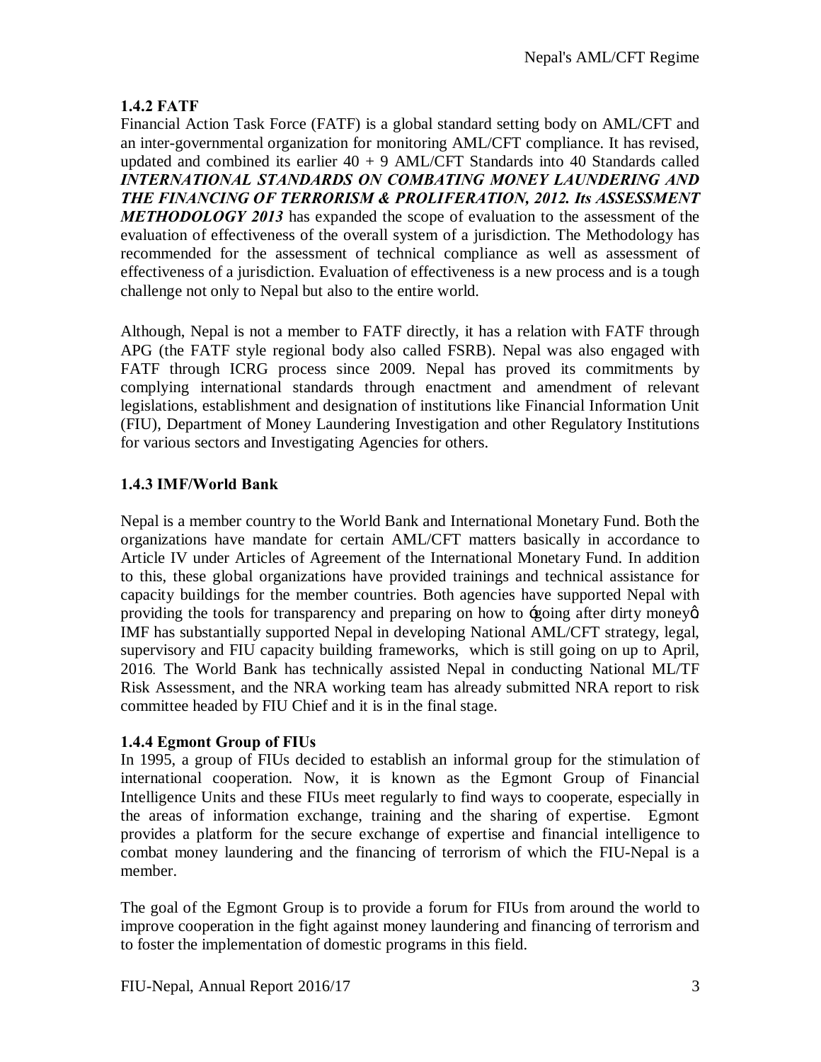### 1.4.2 FATF

Financial Action Task Force (FATF) is a global standard setting body on AML/CFT and an inter-governmental organization for monitoring AML/CFT compliance. It has revised, updated and combined its earlier 40 + 9 AML/CFT Standards into 40 Standards called ***INTERNATIONAL STANDARDS ON COMBATING MONEY LAUNDERING AND THE FINANCING OF TERRORISM & PROLIFERATION, 2012. Its ASSESSMENT METHODOLOGY 2013*** has expanded the scope of evaluation to the assessment of the evaluation of effectiveness of the overall system of a jurisdiction. The Methodology has recommended for the assessment of technical compliance as well as assessment of effectiveness of a jurisdiction. Evaluation of effectiveness is a new process and is a tough challenge not only to Nepal but also to the entire world.

Although, Nepal is not a member to FATF directly, it has a relation with FATF through APG (the FATF style regional body also called FSRB). Nepal was also engaged with FATF through ICRG process since 2009. Nepal has proved its commitments by complying international standards through enactment and amendment of relevant legislations, establishment and designation of institutions like Financial Information Unit (FIU), Department of Money Laundering Investigation and other Regulatory Institutions for various sectors and Investigating Agencies for others.

### 1.4.3 IMF/World Bank

Nepal is a member country to the World Bank and International Monetary Fund. Both the organizations have mandate for certain AML/CFT matters basically in accordance to Article IV under Articles of Agreement of the International Monetary Fund. In addition to this, these global organizations have provided trainings and technical assistance for capacity buildings for the member countries. Both agencies have supported Nepal with providing the tools for transparency and preparing on how to 'going after dirty money'. IMF has substantially supported Nepal in developing National AML/CFT strategy, legal, supervisory and FIU capacity building frameworks, which is still going on up to April, 2016. The World Bank has technically assisted Nepal in conducting National ML/TF Risk Assessment, and the NRA working team has already submitted NRA report to risk committee headed by FIU Chief and it is in the final stage.

### 1.4.4 Egmont Group of FIUs

In 1995, a group of FIUs decided to establish an informal group for the stimulation of international cooperation. Now, it is known as the Egmont Group of Financial Intelligence Units and these FIUs meet regularly to find ways to cooperate, especially in the areas of information exchange, training and the sharing of expertise. Egmont provides a platform for the secure exchange of expertise and financial intelligence to combat money laundering and the financing of terrorism of which the FIU-Nepal is a member.

The goal of the Egmont Group is to provide a forum for FIUs from around the world to improve cooperation in the fight against money laundering and financing of terrorism and to foster the implementation of domestic programs in this field.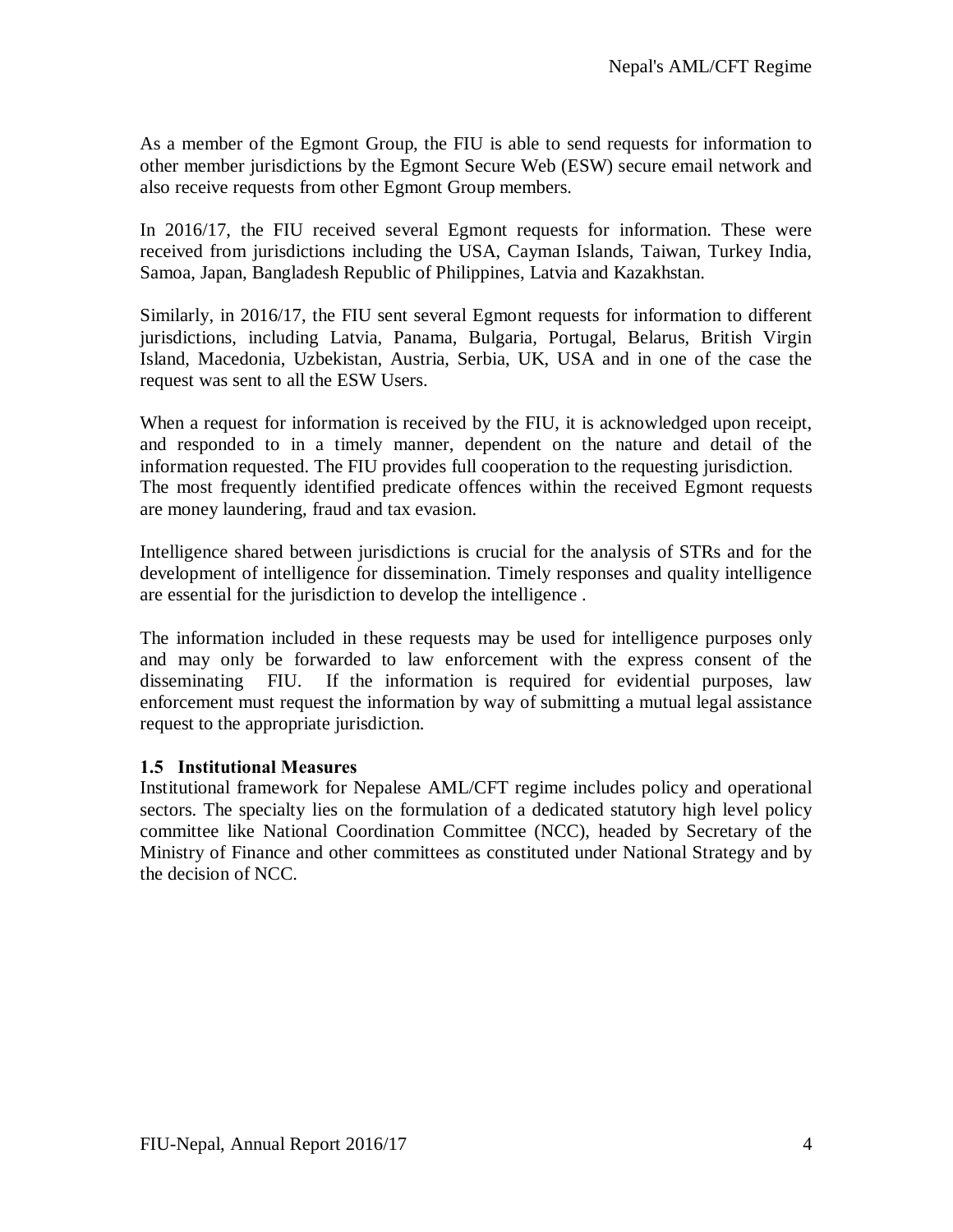As a member of the Egmont Group, the FIU is able to send requests for information to other member jurisdictions by the Egmont Secure Web (ESW) secure email network and also receive requests from other Egmont Group members.

In 2016/17, the FIU received several Egmont requests for information. These were received from jurisdictions including the USA, Cayman Islands, Taiwan, Turkey India, Samoa, Japan, Bangladesh Republic of Philippines, Latvia and Kazakhstan.

Similarly, in 2016/17, the FIU sent several Egmont requests for information to different jurisdictions, including Latvia, Panama, Bulgaria, Portugal, Belarus, British Virgin Island, Macedonia, Uzbekistan, Austria, Serbia, UK, USA and in one of the case the request was sent to all the ESW Users.

When a request for information is received by the FIU, it is acknowledged upon receipt, and responded to in a timely manner, dependent on the nature and detail of the information requested. The FIU provides full cooperation to the requesting jurisdiction. The most frequently identified predicate offences within the received Egmont requests are money laundering, fraud and tax evasion.

Intelligence shared between jurisdictions is crucial for the analysis of STRs and for the development of intelligence for dissemination. Timely responses and quality intelligence are essential for the jurisdiction to develop the intelligence .

The information included in these requests may be used for intelligence purposes only and may only be forwarded to law enforcement with the express consent of the disseminating FIU. If the information is required for evidential purposes, law enforcement must request the information by way of submitting a mutual legal assistance request to the appropriate jurisdiction.

### 1.5 Institutional Measures

Institutional framework for Nepalese AML/CFT regime includes policy and operational sectors. The specialty lies on the formulation of a dedicated statutory high level policy committee like National Coordination Committee (NCC), headed by Secretary of the Ministry of Finance and other committees as constituted under National Strategy and by the decision of NCC.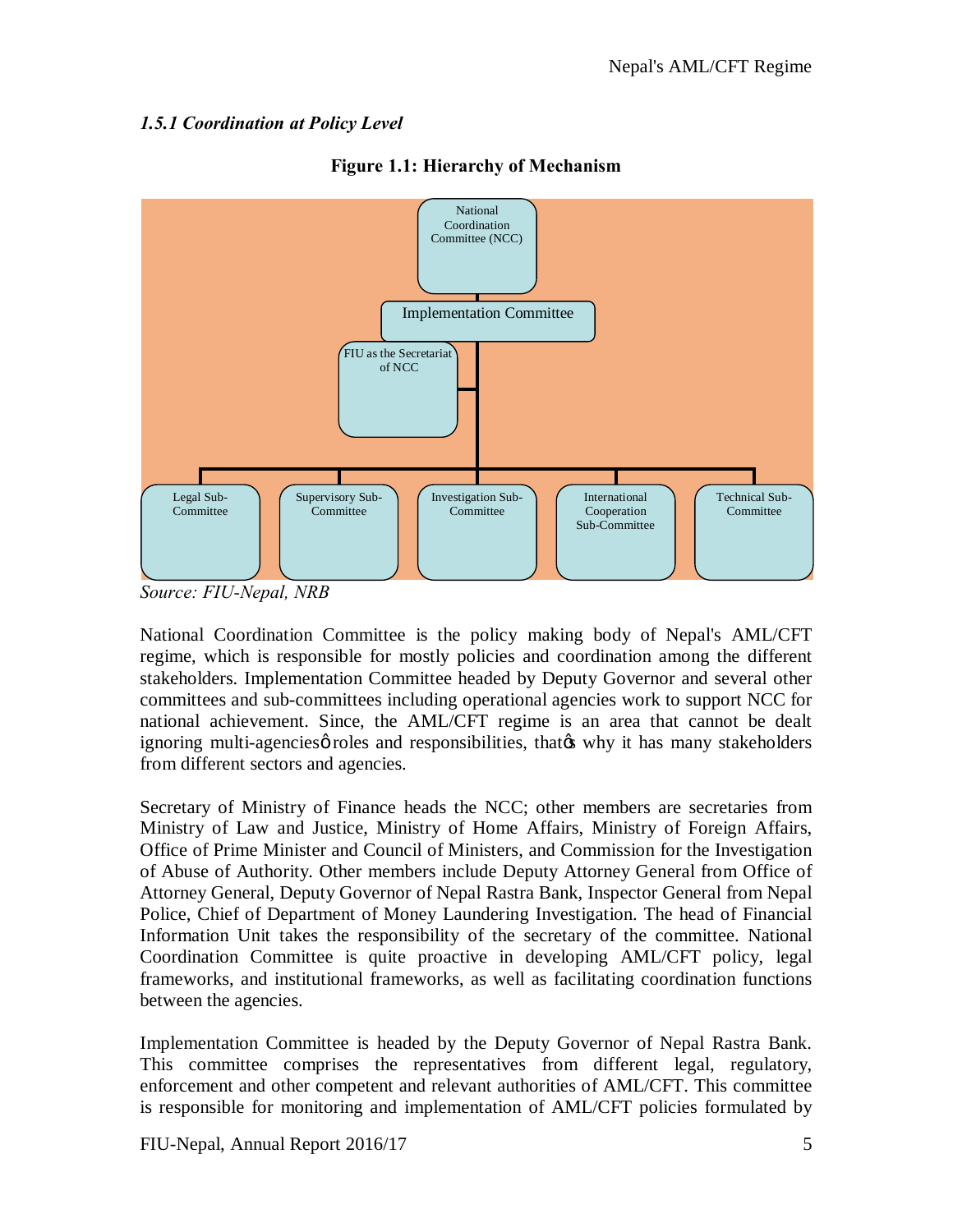### *1.5.1 Coordination at Policy Level*

**Figure 1.1: Hierarchy of Mechanism**

National Coordination Committee (NCC)

Implementation Committee

FIU as the Secretariat of NCC

Legal Sub-Committee | Supervisory Sub-Committee | Investigation Sub-Committee | International Cooperation Sub-Committee | Technical Sub-Committee

*Source: FIU-Nepal, NRB*

National Coordination Committee is the policy making body of Nepal's AML/CFT regime, which is responsible for mostly policies and coordination among the different stakeholders. Implementation Committee headed by Deputy Governor and several other committees and sub-committees including operational agencies work to support NCC for national achievement. Since, the AML/CFT regime is an area that cannot be dealt ignoring multi-agenciesø roles and responsibilities, thatøs why it has many stakeholders from different sectors and agencies.

Secretary of Ministry of Finance heads the NCC; other members are secretaries from Ministry of Law and Justice, Ministry of Home Affairs, Ministry of Foreign Affairs, Office of Prime Minister and Council of Ministers, and Commission for the Investigation of Abuse of Authority. Other members include Deputy Attorney General from Office of Attorney General, Deputy Governor of Nepal Rastra Bank, Inspector General from Nepal Police, Chief of Department of Money Laundering Investigation. The head of Financial Information Unit takes the responsibility of the secretary of the committee. National Coordination Committee is quite proactive in developing AML/CFT policy, legal frameworks, and institutional frameworks, as well as facilitating coordination functions between the agencies.

Implementation Committee is headed by the Deputy Governor of Nepal Rastra Bank. This committee comprises the representatives from different legal, regulatory, enforcement and other competent and relevant authorities of AML/CFT. This committee is responsible for monitoring and implementation of AML/CFT policies formulated by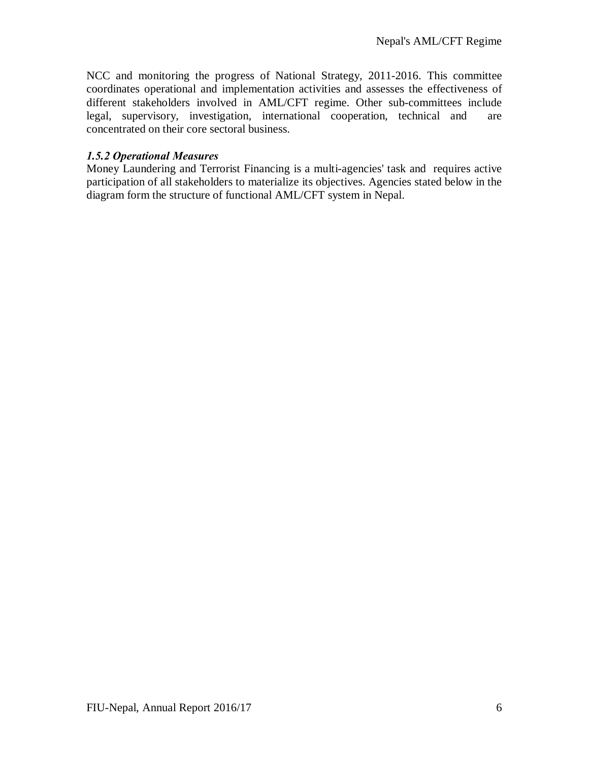NCC and monitoring the progress of National Strategy, 2011-2016. This committee coordinates operational and implementation activities and assesses the effectiveness of different stakeholders involved in AML/CFT regime. Other sub-committees include legal, supervisory, investigation, international cooperation, technical and are concentrated on their core sectoral business.

### *1.5.2 Operational Measures*

Money Laundering and Terrorist Financing is a multi-agencies' task and requires active participation of all stakeholders to materialize its objectives. Agencies stated below in the diagram form the structure of functional AML/CFT system in Nepal.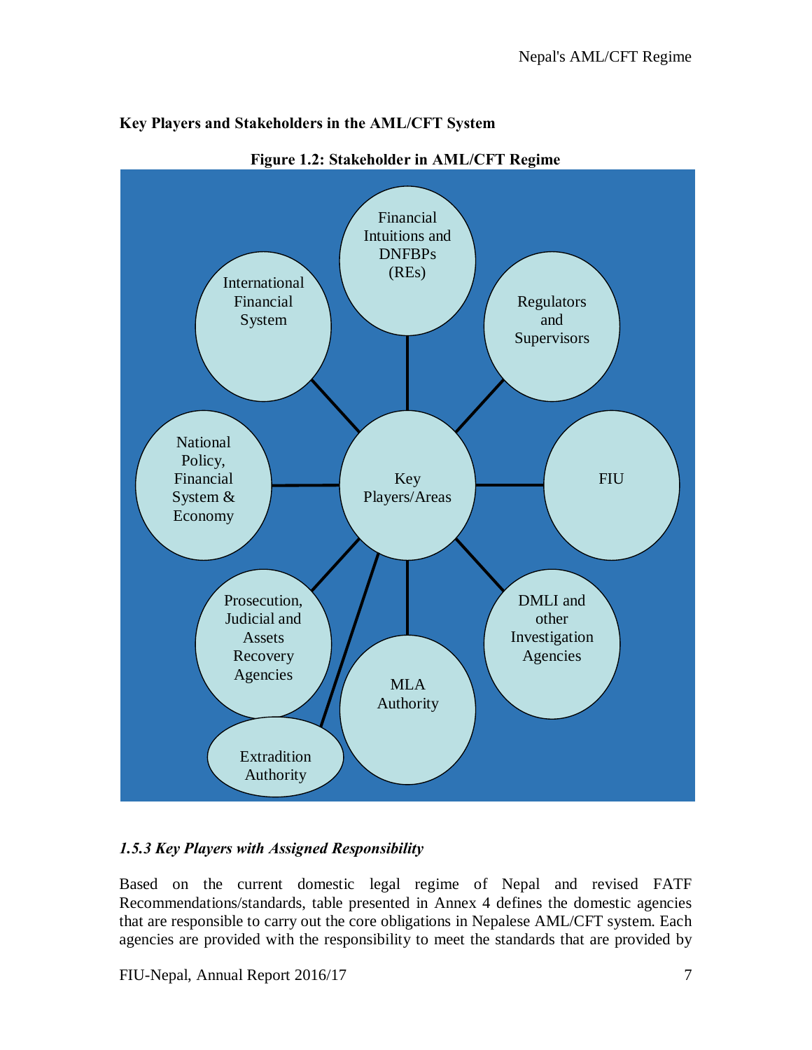**Key Players and Stakeholders in the AML/CFT System**

**Figure 1.2: Stakeholder in AML/CFT Regime**

- Key Players/Areas
  - Financial Intuitions and DNFBPs (REs)
  - Regulators and Supervisors
  - FIU
  - DMLI and other Investigation Agencies
  - MLA Authority
  - Extradition Authority
  - Prosecution, Judicial and Assets Recovery Agencies
  - National Policy, Financial System & Economy
  - International Financial System

### *1.5.3 Key Players with Assigned Responsibility*

Based on the current domestic legal regime of Nepal and revised FATF Recommendations/standards, table presented in Annex 4 defines the domestic agencies that are responsible to carry out the core obligations in Nepalese AML/CFT system. Each agencies are provided with the responsibility to meet the standards that are provided by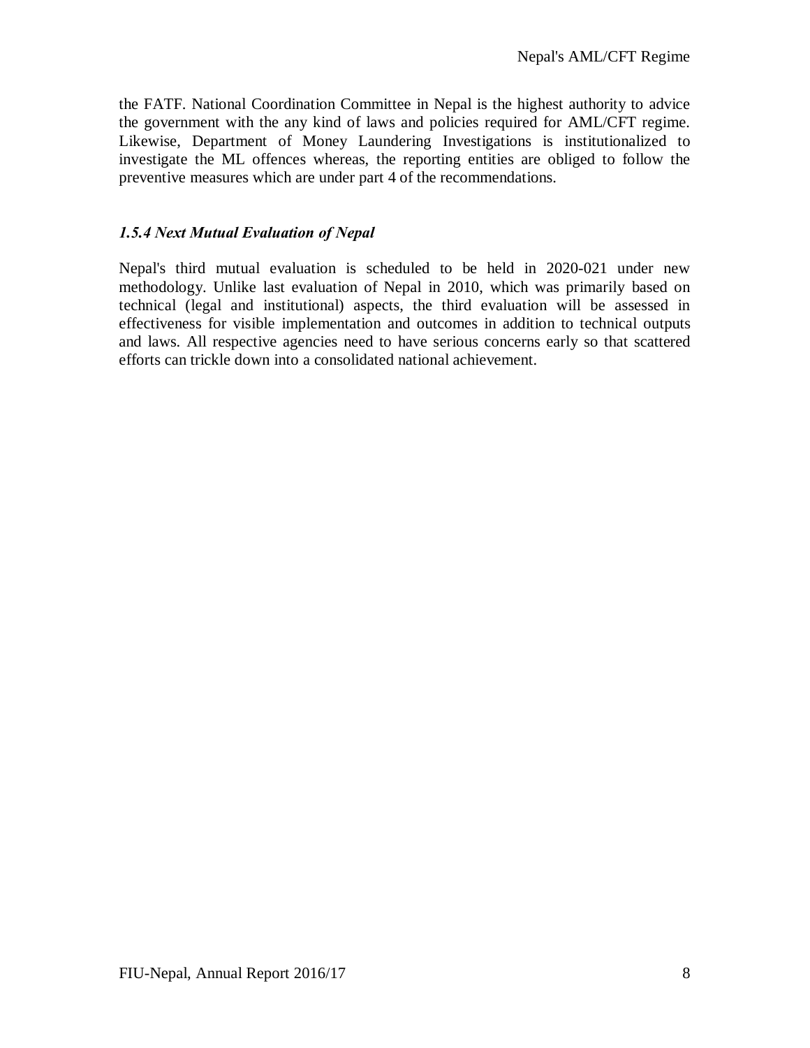the FATF. National Coordination Committee in Nepal is the highest authority to advice the government with the any kind of laws and policies required for AML/CFT regime. Likewise, Department of Money Laundering Investigations is institutionalized to investigate the ML offences whereas, the reporting entities are obliged to follow the preventive measures which are under part 4 of the recommendations.

### *1.5.4 Next Mutual Evaluation of Nepal*

Nepal's third mutual evaluation is scheduled to be held in 2020-021 under new methodology. Unlike last evaluation of Nepal in 2010, which was primarily based on technical (legal and institutional) aspects, the third evaluation will be assessed in effectiveness for visible implementation and outcomes in addition to technical outputs and laws. All respective agencies need to have serious concerns early so that scattered efforts can trickle down into a consolidated national achievement.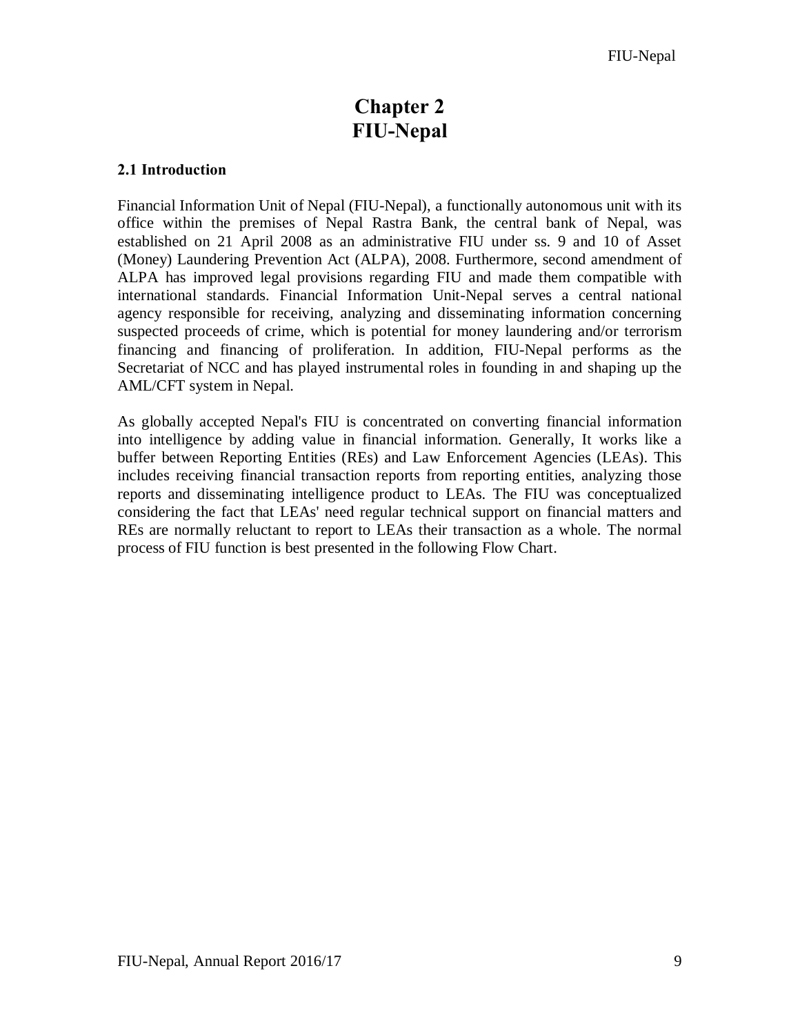# Chapter 2
# FIU-Nepal

## 2.1 Introduction

Financial Information Unit of Nepal (FIU-Nepal), a functionally autonomous unit with its office within the premises of Nepal Rastra Bank, the central bank of Nepal, was established on 21 April 2008 as an administrative FIU under ss. 9 and 10 of Asset (Money) Laundering Prevention Act (ALPA), 2008. Furthermore, second amendment of ALPA has improved legal provisions regarding FIU and made them compatible with international standards. Financial Information Unit-Nepal serves a central national agency responsible for receiving, analyzing and disseminating information concerning suspected proceeds of crime, which is potential for money laundering and/or terrorism financing and financing of proliferation. In addition, FIU-Nepal performs as the Secretariat of NCC and has played instrumental roles in founding in and shaping up the AML/CFT system in Nepal.

As globally accepted Nepal's FIU is concentrated on converting financial information into intelligence by adding value in financial information. Generally, It works like a buffer between Reporting Entities (REs) and Law Enforcement Agencies (LEAs). This includes receiving financial transaction reports from reporting entities, analyzing those reports and disseminating intelligence product to LEAs. The FIU was conceptualized considering the fact that LEAs' need regular technical support on financial matters and REs are normally reluctant to report to LEAs their transaction as a whole. The normal process of FIU function is best presented in the following Flow Chart.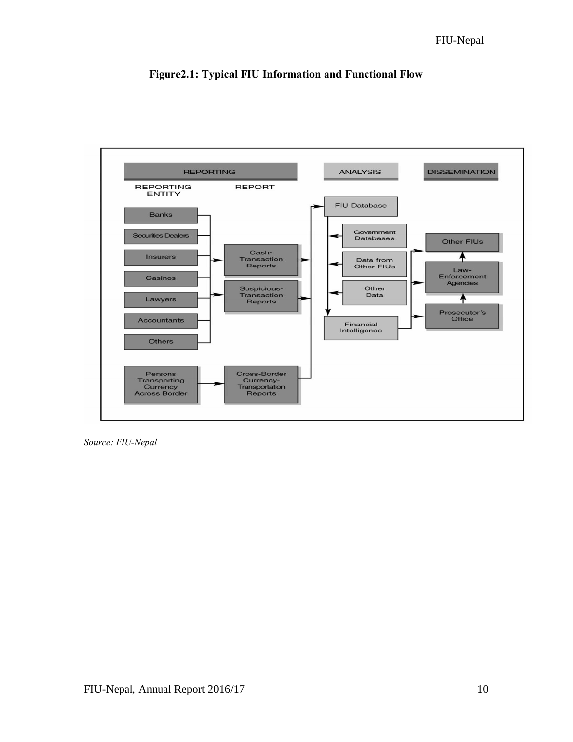**Figure2.1: Typical FIU Information and Functional Flow**

REPORTING | ANALYSIS | DISSEMINATION

REPORTING ENTITY → REPORT

- Banks, Securities Dealers, Insurers, Casinos, Lawyers, Accountants, Others → Cash-Transaction Reports; Suspicious-Transaction Reports
- Persons Transporting Currency Across Border → Cross-Border Currency-Transportation Reports

→ FIU Database ← Government Databases; Data from Other FIUs; Other Data

→ Financial Intelligence → Other FIUs; Law-Enforcement Agencies; Prosecutor's Office

*Source: FIU-Nepal*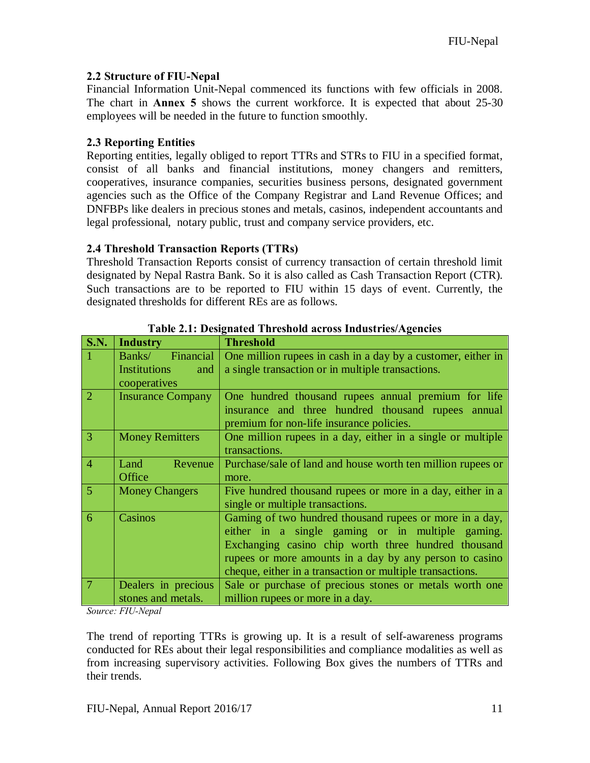### 2.2 Structure of FIU-Nepal

Financial Information Unit-Nepal commenced its functions with few officials in 2008. The chart in **Annex 5** shows the current workforce. It is expected that about 25-30 employees will be needed in the future to function smoothly.

### 2.3 Reporting Entities

Reporting entities, legally obliged to report TTRs and STRs to FIU in a specified format, consist of all banks and financial institutions, money changers and remitters, cooperatives, insurance companies, securities business persons, designated government agencies such as the Office of the Company Registrar and Land Revenue Offices; and DNFBPs like dealers in precious stones and metals, casinos, independent accountants and legal professional, notary public, trust and company service providers, etc.

### 2.4 Threshold Transaction Reports (TTRs)

Threshold Transaction Reports consist of currency transaction of certain threshold limit designated by Nepal Rastra Bank. So it is also called as Cash Transaction Report (CTR). Such transactions are to be reported to FIU within 15 days of event. Currently, the designated thresholds for different REs are as follows.

**Table 2.1: Designated Threshold across Industries/Agencies**

| S.N. | Industry | Threshold |
|---|---|---|
| 1 | Banks/ Financial Institutions and cooperatives | One million rupees in cash in a day by a customer, either in a single transaction or in multiple transactions. |
| 2 | Insurance Company | One hundred thousand rupees annual premium for life insurance and three hundred thousand rupees annual premium for non-life insurance policies. |
| 3 | Money Remitters | One million rupees in a day, either in a single or multiple transactions. |
| 4 | Land Revenue Office | Purchase/sale of land and house worth ten million rupees or more. |
| 5 | Money Changers | Five hundred thousand rupees or more in a day, either in a single or multiple transactions. |
| 6 | Casinos | Gaming of two hundred thousand rupees or more in a day, either in a single gaming or in multiple gaming. Exchanging casino chip worth three hundred thousand rupees or more amounts in a day by any person to casino cheque, either in a transaction or multiple transactions. |
| 7 | Dealers in precious stones and metals. | Sale or purchase of precious stones or metals worth one million rupees or more in a day. |

*Source: FIU-Nepal*

The trend of reporting TTRs is growing up. It is a result of self-awareness programs conducted for REs about their legal responsibilities and compliance modalities as well as from increasing supervisory activities. Following Box gives the numbers of TTRs and their trends.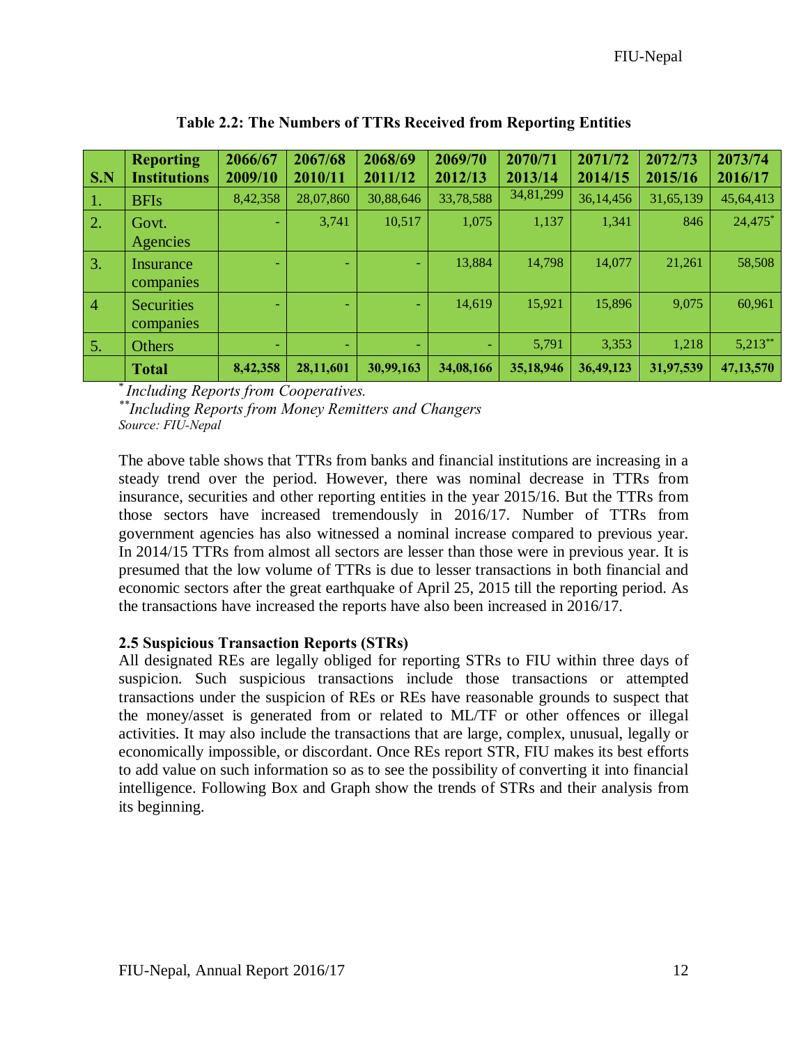**Table 2.2: The Numbers of TTRs Received from Reporting Entities**

| S.N | Reporting Institutions | 2066/67 2009/10 | 2067/68 2010/11 | 2068/69 2011/12 | 2069/70 2012/13 | 2070/71 2013/14 | 2071/72 2014/15 | 2072/73 2015/16 | 2073/74 2016/17 |
|---|---|---|---|---|---|---|---|---|---|
| 1. | BFIs | 8,42,358 | 28,07,860 | 30,88,646 | 33,78,588 | 34,81,299 | 36,14,456 | 31,65,139 | 45,64,413 |
| 2. | Govt. Agencies | - | 3,741 | 10,517 | 1,075 | 1,137 | 1,341 | 846 | 24,475* |
| 3. | Insurance companies | - | - | - | 13,884 | 14,798 | 14,077 | 21,261 | 58,508 |
| 4 | Securities companies | - | - | - | 14,619 | 15,921 | 15,896 | 9,075 | 60,961 |
| 5. | Others | - | - | - | - | 5,791 | 3,353 | 1,218 | 5,213** |
| | **Total** | **8,42,358** | **28,11,601** | **30,99,163** | **34,08,166** | **35,18,946** | **36,49,123** | **31,97,539** | **47,13,570** |

*\* Including Reports from Cooperatives.*
*\*\*Including Reports from Money Remitters and Changers*
*Source: FIU-Nepal*

The above table shows that TTRs from banks and financial institutions are increasing in a steady trend over the period. However, there was nominal decrease in TTRs from insurance, securities and other reporting entities in the year 2015/16. But the TTRs from those sectors have increased tremendously in 2016/17. Number of TTRs from government agencies has also witnessed a nominal increase compared to previous year. In 2014/15 TTRs from almost all sectors are lesser than those were in previous year. It is presumed that the low volume of TTRs is due to lesser transactions in both financial and economic sectors after the great earthquake of April 25, 2015 till the reporting period. As the transactions have increased the reports have also been increased in 2016/17.

### 2.5 Suspicious Transaction Reports (STRs)

All designated REs are legally obliged for reporting STRs to FIU within three days of suspicion. Such suspicious transactions include those transactions or attempted transactions under the suspicion of REs or REs have reasonable grounds to suspect that the money/asset is generated from or related to ML/TF or other offences or illegal activities. It may also include the transactions that are large, complex, unusual, legally or economically impossible, or discordant. Once REs report STR, FIU makes its best efforts to add value on such information so as to see the possibility of converting it into financial intelligence. Following Box and Graph show the trends of STRs and their analysis from its beginning.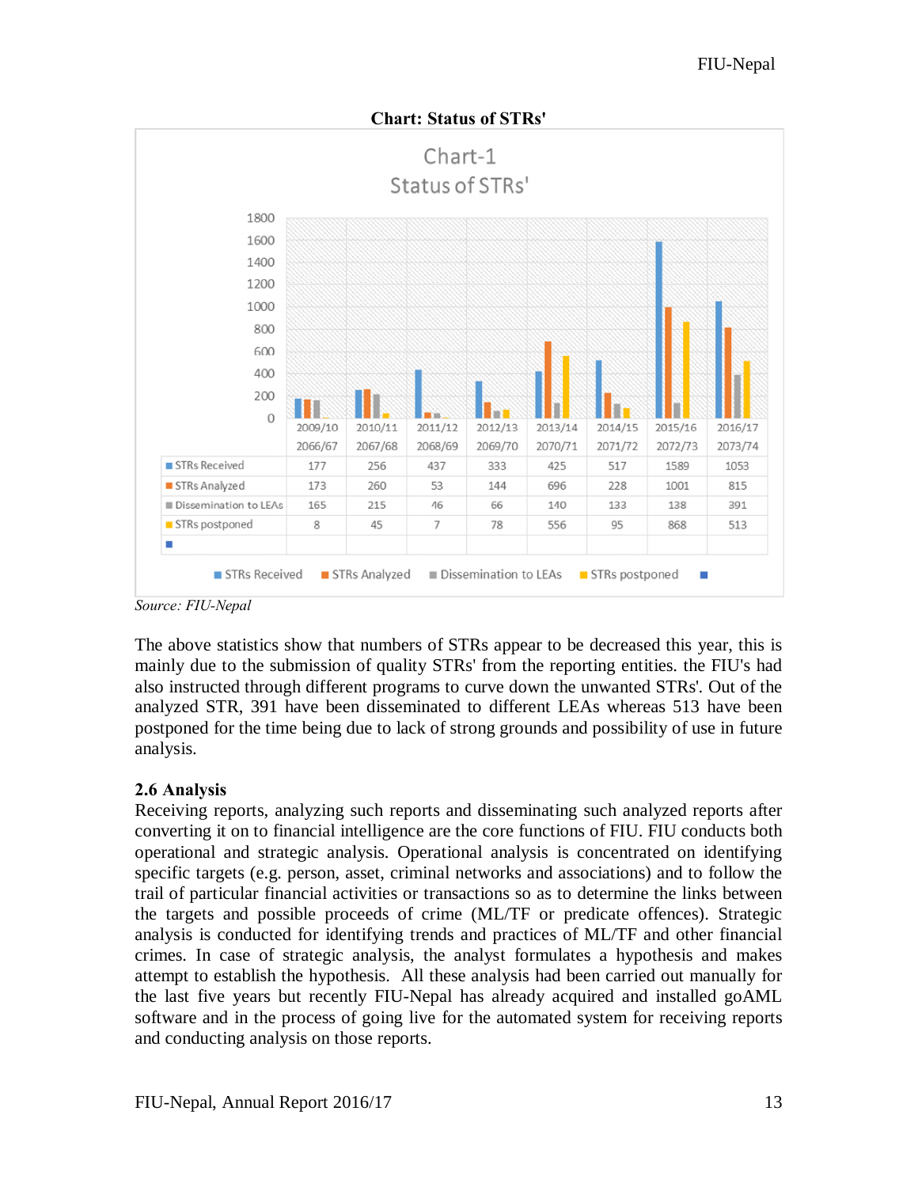**Chart: Status of STRs'**

Chart-1
Status of STRs'

| | 2009/10 2066/67 | 2010/11 2067/68 | 2011/12 2068/69 | 2012/13 2069/70 | 2013/14 2070/71 | 2014/15 2071/72 | 2015/16 2072/73 | 2016/17 2073/74 |
|---|---|---|---|---|---|---|---|---|
| STRs Received | 177 | 256 | 437 | 333 | 425 | 517 | 1589 | 1053 |
| STRs Analyzed | 173 | 260 | 53 | 144 | 696 | 228 | 1001 | 815 |
| Dissemination to LEAs | 165 | 215 | 46 | 66 | 140 | 133 | 138 | 391 |
| STRs postponed | 8 | 45 | 7 | 78 | 556 | 95 | 868 | 513 |

*Source: FIU-Nepal*

The above statistics show that numbers of STRs appear to be decreased this year, this is mainly due to the submission of quality STRs' from the reporting entities. the FIU's had also instructed through different programs to curve down the unwanted STRs'. Out of the analyzed STR, 391 have been disseminated to different LEAs whereas 513 have been postponed for the time being due to lack of strong grounds and possibility of use in future analysis.

**2.6 Analysis**

Receiving reports, analyzing such reports and disseminating such analyzed reports after converting it on to financial intelligence are the core functions of FIU. FIU conducts both operational and strategic analysis. Operational analysis is concentrated on identifying specific targets (e.g. person, asset, criminal networks and associations) and to follow the trail of particular financial activities or transactions so as to determine the links between the targets and possible proceeds of crime (ML/TF or predicate offences). Strategic analysis is conducted for identifying trends and practices of ML/TF and other financial crimes. In case of strategic analysis, the analyst formulates a hypothesis and makes attempt to establish the hypothesis. All these analysis had been carried out manually for the last five years but recently FIU-Nepal has already acquired and installed goAML software and in the process of going live for the automated system for receiving reports and conducting analysis on those reports.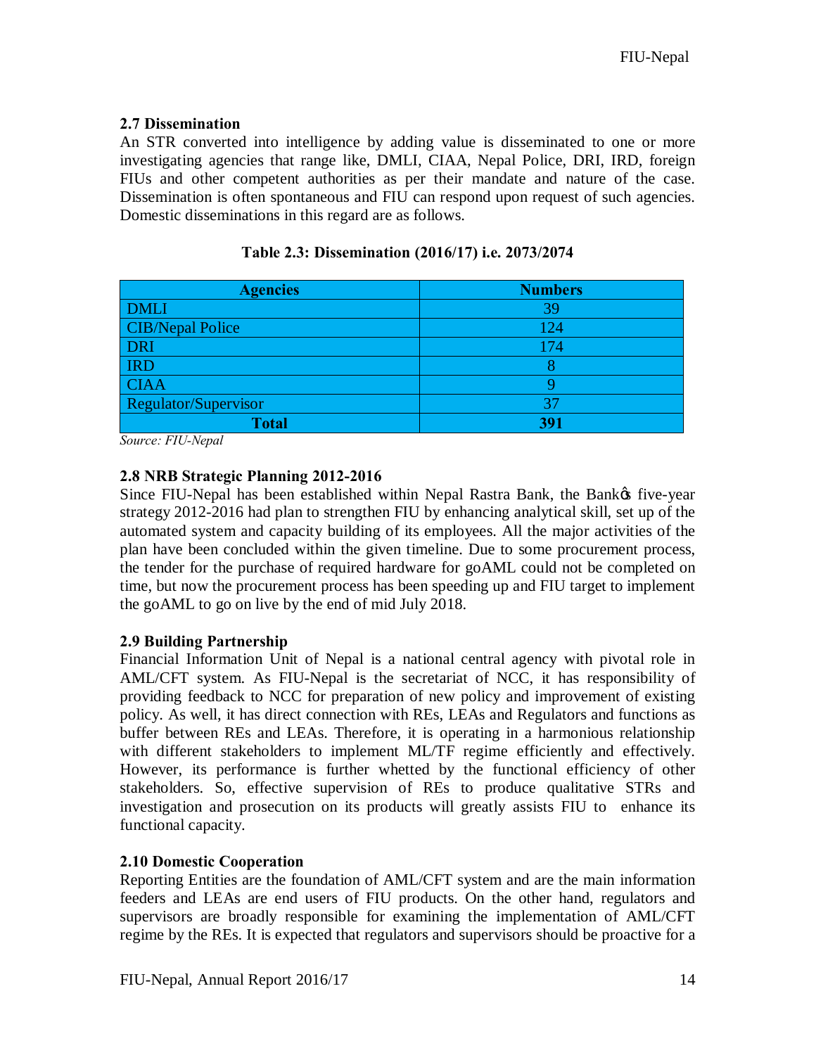## 2.7 Dissemination

An STR converted into intelligence by adding value is disseminated to one or more investigating agencies that range like, DMLI, CIAA, Nepal Police, DRI, IRD, foreign FIUs and other competent authorities as per their mandate and nature of the case. Dissemination is often spontaneous and FIU can respond upon request of such agencies. Domestic disseminations in this regard are as follows.

**Table 2.3: Dissemination (2016/17) i.e. 2073/2074**

| Agencies | Numbers |
|---|---|
| DMLI | 39 |
| CIB/Nepal Police | 124 |
| DRI | 174 |
| IRD | 8 |
| CIAA | 9 |
| Regulator/Supervisor | 37 |
| **Total** | **391** |

*Source: FIU-Nepal*

## 2.8 NRB Strategic Planning 2012-2016

Since FIU-Nepal has been established within Nepal Rastra Bank, the Bank's five-year strategy 2012-2016 had plan to strengthen FIU by enhancing analytical skill, set up of the automated system and capacity building of its employees. All the major activities of the plan have been concluded within the given timeline. Due to some procurement process, the tender for the purchase of required hardware for goAML could not be completed on time, but now the procurement process has been speeding up and FIU target to implement the goAML to go on live by the end of mid July 2018.

## 2.9 Building Partnership

Financial Information Unit of Nepal is a national central agency with pivotal role in AML/CFT system. As FIU-Nepal is the secretariat of NCC, it has responsibility of providing feedback to NCC for preparation of new policy and improvement of existing policy. As well, it has direct connection with REs, LEAs and Regulators and functions as buffer between REs and LEAs. Therefore, it is operating in a harmonious relationship with different stakeholders to implement ML/TF regime efficiently and effectively. However, its performance is further whetted by the functional efficiency of other stakeholders. So, effective supervision of REs to produce qualitative STRs and investigation and prosecution on its products will greatly assists FIU to enhance its functional capacity.

## 2.10 Domestic Cooperation

Reporting Entities are the foundation of AML/CFT system and are the main information feeders and LEAs are end users of FIU products. On the other hand, regulators and supervisors are broadly responsible for examining the implementation of AML/CFT regime by the REs. It is expected that regulators and supervisors should be proactive for a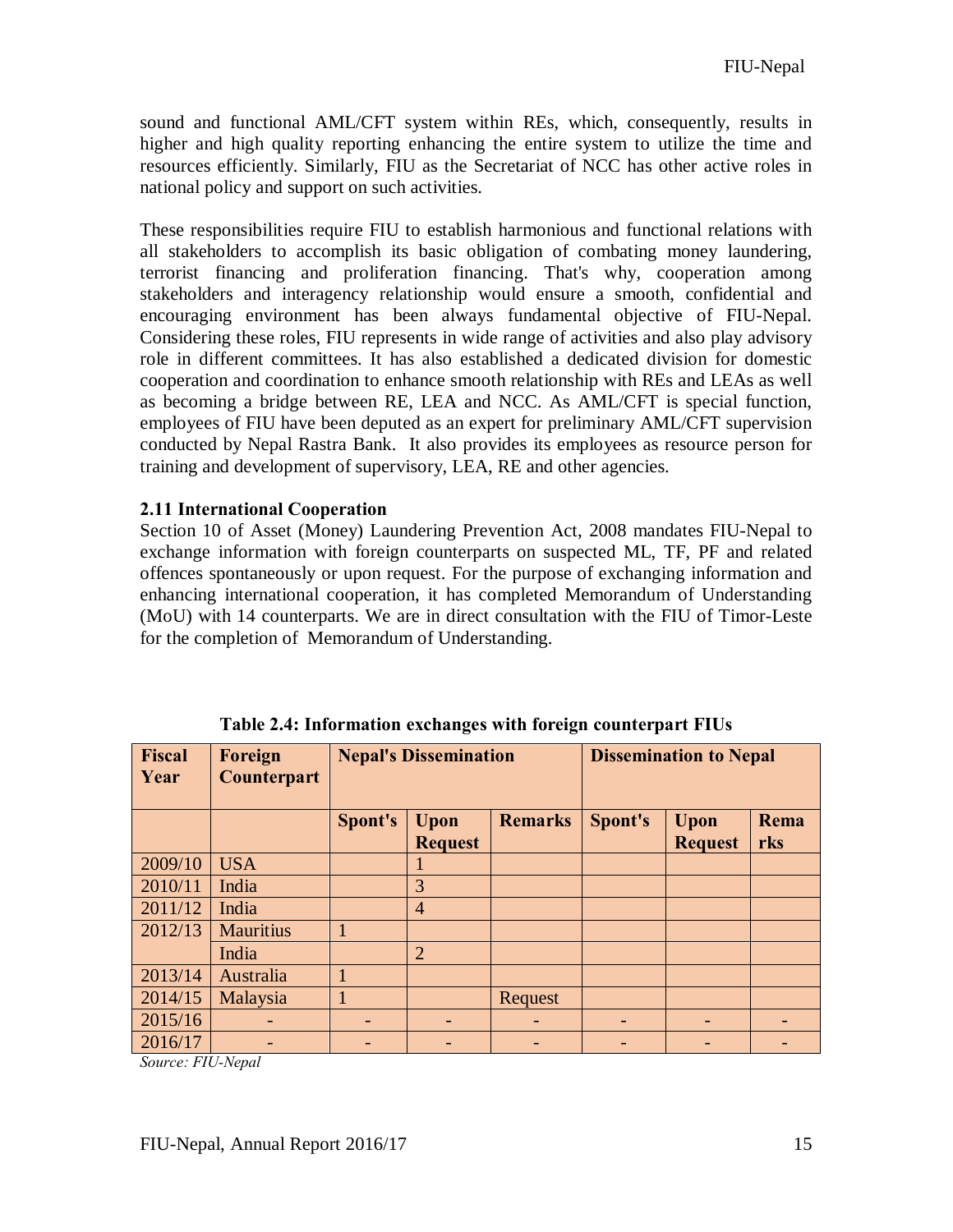sound and functional AML/CFT system within REs, which, consequently, results in higher and high quality reporting enhancing the entire system to utilize the time and resources efficiently. Similarly, FIU as the Secretariat of NCC has other active roles in national policy and support on such activities.

These responsibilities require FIU to establish harmonious and functional relations with all stakeholders to accomplish its basic obligation of combating money laundering, terrorist financing and proliferation financing. That's why, cooperation among stakeholders and interagency relationship would ensure a smooth, confidential and encouraging environment has been always fundamental objective of FIU-Nepal. Considering these roles, FIU represents in wide range of activities and also play advisory role in different committees. It has also established a dedicated division for domestic cooperation and coordination to enhance smooth relationship with REs and LEAs as well as becoming a bridge between RE, LEA and NCC. As AML/CFT is special function, employees of FIU have been deputed as an expert for preliminary AML/CFT supervision conducted by Nepal Rastra Bank. It also provides its employees as resource person for training and development of supervisory, LEA, RE and other agencies.

### 2.11 International Cooperation

Section 10 of Asset (Money) Laundering Prevention Act, 2008 mandates FIU-Nepal to exchange information with foreign counterparts on suspected ML, TF, PF and related offences spontaneously or upon request. For the purpose of exchanging information and enhancing international cooperation, it has completed Memorandum of Understanding (MoU) with 14 counterparts. We are in direct consultation with the FIU of Timor-Leste for the completion of Memorandum of Understanding.

**Table 2.4: Information exchanges with foreign counterpart FIUs**

| Fiscal Year | Foreign Counterpart | Nepal's Dissemination | | | Dissemination to Nepal | | |
|---|---|---|---|---|---|---|---|
| | | Spont's | Upon Request | Remarks | Spont's | Upon Request | Remarks |
| 2009/10 | USA | | 1 | | | | |
| 2010/11 | India | | 3 | | | | |
| 2011/12 | India | | 4 | | | | |
| 2012/13 | Mauritius | 1 | | | | | |
| | India | | 2 | | | | |
| 2013/14 | Australia | 1 | | | | | |
| 2014/15 | Malaysia | 1 | | Request | | | |
| 2015/16 | - | - | - | - | - | - | - |
| 2016/17 | - | - | - | - | - | - | - |

*Source: FIU-Nepal*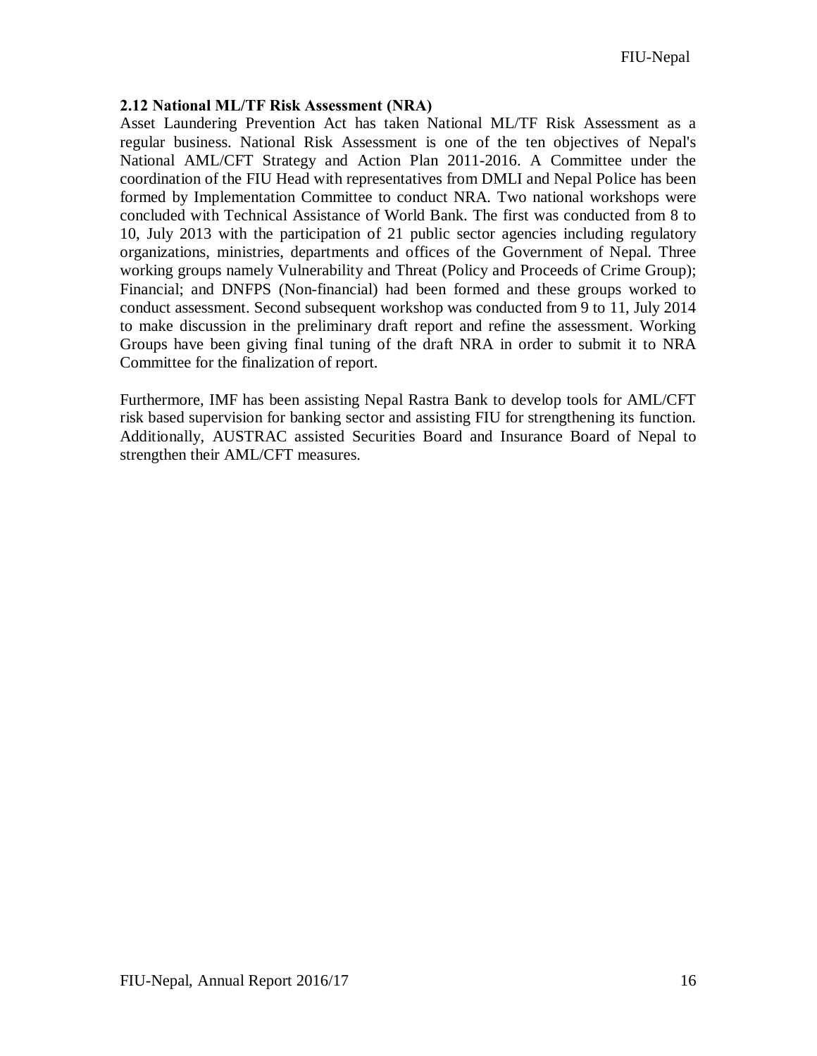### 2.12 National ML/TF Risk Assessment (NRA)

Asset Laundering Prevention Act has taken National ML/TF Risk Assessment as a regular business. National Risk Assessment is one of the ten objectives of Nepal's National AML/CFT Strategy and Action Plan 2011-2016. A Committee under the coordination of the FIU Head with representatives from DMLI and Nepal Police has been formed by Implementation Committee to conduct NRA. Two national workshops were concluded with Technical Assistance of World Bank. The first was conducted from 8 to 10, July 2013 with the participation of 21 public sector agencies including regulatory organizations, ministries, departments and offices of the Government of Nepal. Three working groups namely Vulnerability and Threat (Policy and Proceeds of Crime Group); Financial; and DNFPS (Non-financial) had been formed and these groups worked to conduct assessment. Second subsequent workshop was conducted from 9 to 11, July 2014 to make discussion in the preliminary draft report and refine the assessment. Working Groups have been giving final tuning of the draft NRA in order to submit it to NRA Committee for the finalization of report.

Furthermore, IMF has been assisting Nepal Rastra Bank to develop tools for AML/CFT risk based supervision for banking sector and assisting FIU for strengthening its function. Additionally, AUSTRAC assisted Securities Board and Insurance Board of Nepal to strengthen their AML/CFT measures.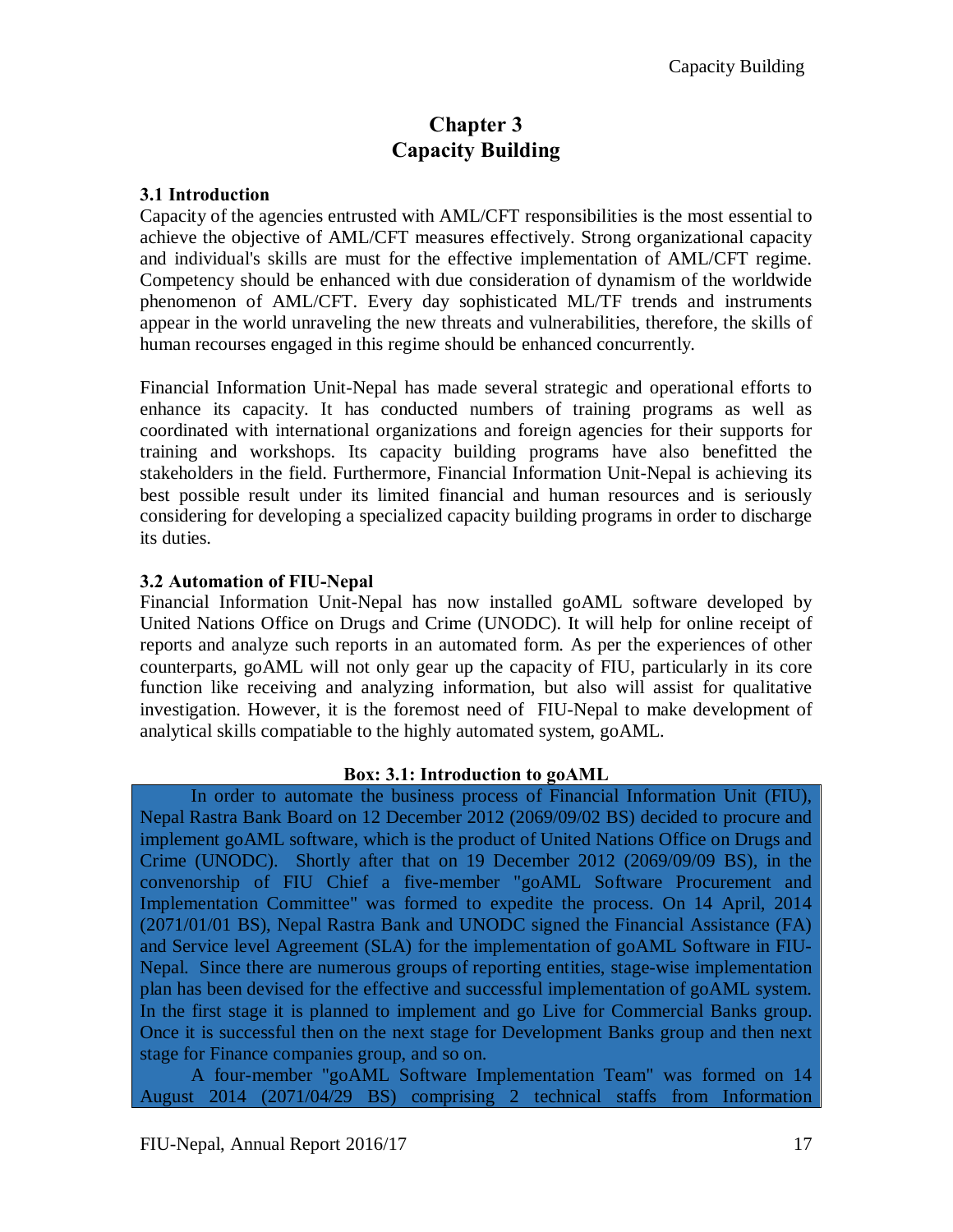# Chapter 3
# Capacity Building

### 3.1 Introduction

Capacity of the agencies entrusted with AML/CFT responsibilities is the most essential to achieve the objective of AML/CFT measures effectively. Strong organizational capacity and individual's skills are must for the effective implementation of AML/CFT regime. Competency should be enhanced with due consideration of dynamism of the worldwide phenomenon of AML/CFT. Every day sophisticated ML/TF trends and instruments appear in the world unraveling the new threats and vulnerabilities, therefore, the skills of human recourses engaged in this regime should be enhanced concurrently.

Financial Information Unit-Nepal has made several strategic and operational efforts to enhance its capacity. It has conducted numbers of training programs as well as coordinated with international organizations and foreign agencies for their supports for training and workshops. Its capacity building programs have also benefitted the stakeholders in the field. Furthermore, Financial Information Unit-Nepal is achieving its best possible result under its limited financial and human resources and is seriously considering for developing a specialized capacity building programs in order to discharge its duties.

### 3.2 Automation of FIU-Nepal

Financial Information Unit-Nepal has now installed goAML software developed by United Nations Office on Drugs and Crime (UNODC). It will help for online receipt of reports and analyze such reports in an automated form. As per the experiences of other counterparts, goAML will not only gear up the capacity of FIU, particularly in its core function like receiving and analyzing information, but also will assist for qualitative investigation. However, it is the foremost need of FIU-Nepal to make development of analytical skills compatiable to the highly automated system, goAML.

**Box: 3.1: Introduction to goAML**

In order to automate the business process of Financial Information Unit (FIU), Nepal Rastra Bank Board on 12 December 2012 (2069/09/02 BS) decided to procure and implement goAML software, which is the product of United Nations Office on Drugs and Crime (UNODC). Shortly after that on 19 December 2012 (2069/09/09 BS), in the convenorship of FIU Chief a five-member "goAML Software Procurement and Implementation Committee" was formed to expedite the process. On 14 April, 2014 (2071/01/01 BS), Nepal Rastra Bank and UNODC signed the Financial Assistance (FA) and Service level Agreement (SLA) for the implementation of goAML Software in FIU-Nepal. Since there are numerous groups of reporting entities, stage-wise implementation plan has been devised for the effective and successful implementation of goAML system. In the first stage it is planned to implement and go Live for Commercial Banks group. Once it is successful then on the next stage for Development Banks group and then next stage for Finance companies group, and so on.

A four-member "goAML Software Implementation Team" was formed on 14 August 2014 (2071/04/29 BS) comprising 2 technical staffs from Information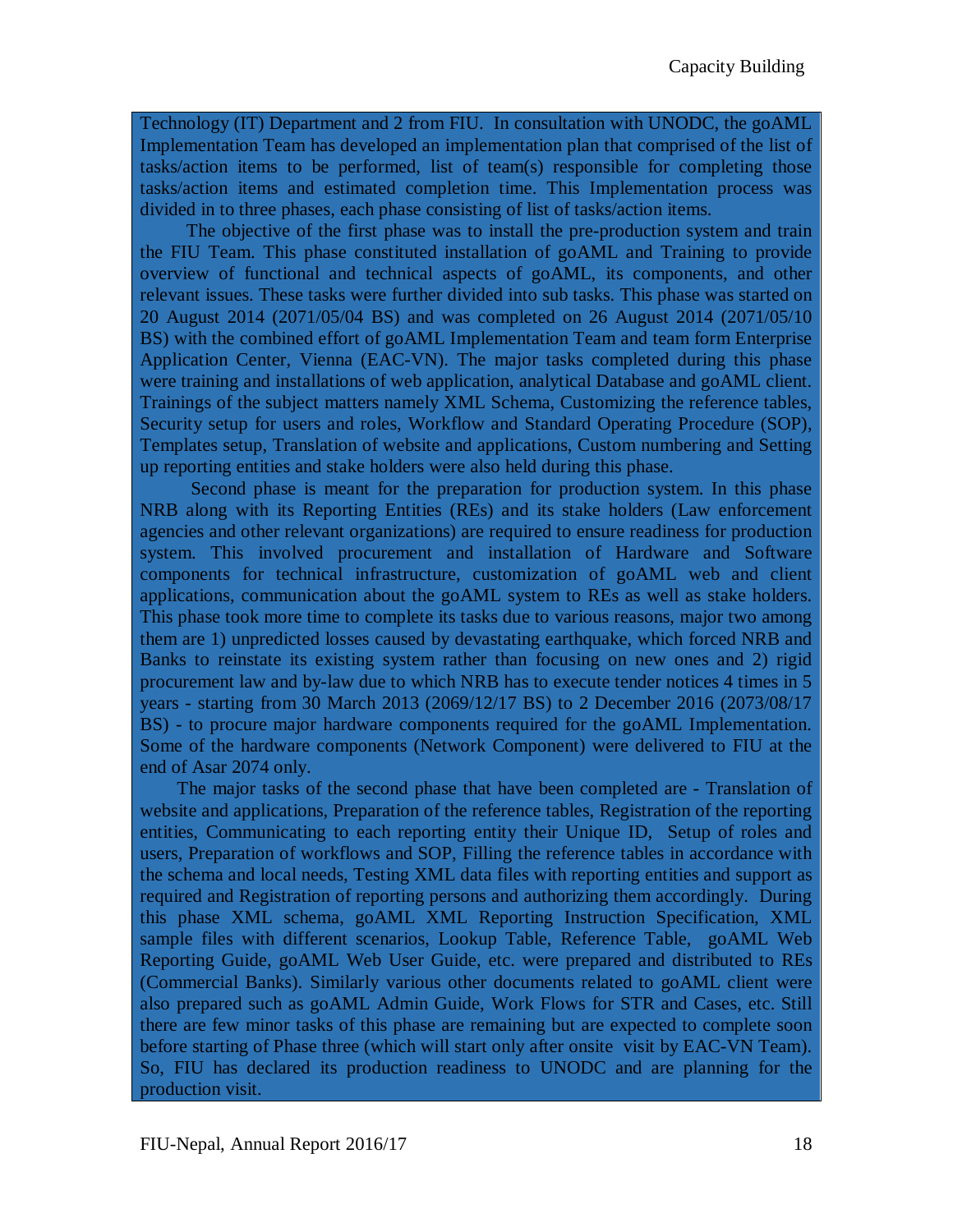Technology (IT) Department and 2 from FIU. In consultation with UNODC, the goAML Implementation Team has developed an implementation plan that comprised of the list of tasks/action items to be performed, list of team(s) responsible for completing those tasks/action items and estimated completion time. This Implementation process was divided in to three phases, each phase consisting of list of tasks/action items.

The objective of the first phase was to install the pre-production system and train the FIU Team. This phase constituted installation of goAML and Training to provide overview of functional and technical aspects of goAML, its components, and other relevant issues. These tasks were further divided into sub tasks. This phase was started on 20 August 2014 (2071/05/04 BS) and was completed on 26 August 2014 (2071/05/10 BS) with the combined effort of goAML Implementation Team and team form Enterprise Application Center, Vienna (EAC-VN). The major tasks completed during this phase were training and installations of web application, analytical Database and goAML client. Trainings of the subject matters namely XML Schema, Customizing the reference tables, Security setup for users and roles, Workflow and Standard Operating Procedure (SOP), Templates setup, Translation of website and applications, Custom numbering and Setting up reporting entities and stake holders were also held during this phase.

Second phase is meant for the preparation for production system. In this phase NRB along with its Reporting Entities (REs) and its stake holders (Law enforcement agencies and other relevant organizations) are required to ensure readiness for production system. This involved procurement and installation of Hardware and Software components for technical infrastructure, customization of goAML web and client applications, communication about the goAML system to REs as well as stake holders. This phase took more time to complete its tasks due to various reasons, major two among them are 1) unpredicted losses caused by devastating earthquake, which forced NRB and Banks to reinstate its existing system rather than focusing on new ones and 2) rigid procurement law and by-law due to which NRB has to execute tender notices 4 times in 5 years - starting from 30 March 2013 (2069/12/17 BS) to 2 December 2016 (2073/08/17 BS) - to procure major hardware components required for the goAML Implementation. Some of the hardware components (Network Component) were delivered to FIU at the end of Asar 2074 only.

The major tasks of the second phase that have been completed are - Translation of website and applications, Preparation of the reference tables, Registration of the reporting entities, Communicating to each reporting entity their Unique ID, Setup of roles and users, Preparation of workflows and SOP, Filling the reference tables in accordance with the schema and local needs, Testing XML data files with reporting entities and support as required and Registration of reporting persons and authorizing them accordingly. During this phase XML schema, goAML XML Reporting Instruction Specification, XML sample files with different scenarios, Lookup Table, Reference Table, goAML Web Reporting Guide, goAML Web User Guide, etc. were prepared and distributed to REs (Commercial Banks). Similarly various other documents related to goAML client were also prepared such as goAML Admin Guide, Work Flows for STR and Cases, etc. Still there are few minor tasks of this phase are remaining but are expected to complete soon before starting of Phase three (which will start only after onsite visit by EAC-VN Team). So, FIU has declared its production readiness to UNODC and are planning for the production visit.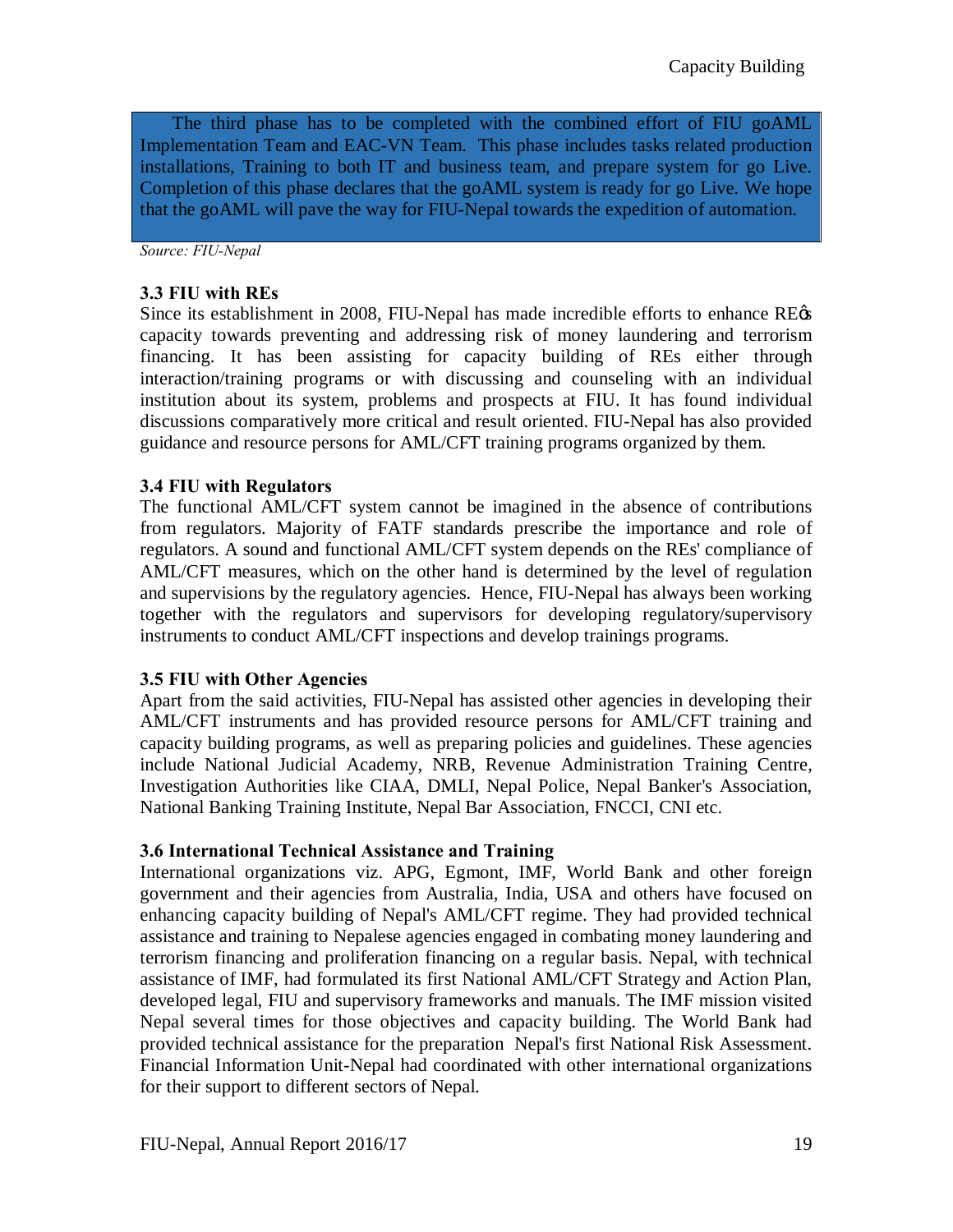The third phase has to be completed with the combined effort of FIU goAML Implementation Team and EAC-VN Team. This phase includes tasks related production installations, Training to both IT and business team, and prepare system for go Live. Completion of this phase declares that the goAML system is ready for go Live. We hope that the goAML will pave the way for FIU-Nepal towards the expedition of automation.

*Source: FIU-Nepal*

### 3.3 FIU with REs

Since its establishment in 2008, FIU-Nepal has made incredible efforts to enhance REӽ capacity towards preventing and addressing risk of money laundering and terrorism financing. It has been assisting for capacity building of REs either through interaction/training programs or with discussing and counseling with an individual institution about its system, problems and prospects at FIU. It has found individual discussions comparatively more critical and result oriented. FIU-Nepal has also provided guidance and resource persons for AML/CFT training programs organized by them.

### 3.4 FIU with Regulators

The functional AML/CFT system cannot be imagined in the absence of contributions from regulators. Majority of FATF standards prescribe the importance and role of regulators. A sound and functional AML/CFT system depends on the REs' compliance of AML/CFT measures, which on the other hand is determined by the level of regulation and supervisions by the regulatory agencies. Hence, FIU-Nepal has always been working together with the regulators and supervisors for developing regulatory/supervisory instruments to conduct AML/CFT inspections and develop trainings programs.

### 3.5 FIU with Other Agencies

Apart from the said activities, FIU-Nepal has assisted other agencies in developing their AML/CFT instruments and has provided resource persons for AML/CFT training and capacity building programs, as well as preparing policies and guidelines. These agencies include National Judicial Academy, NRB, Revenue Administration Training Centre, Investigation Authorities like CIAA, DMLI, Nepal Police, Nepal Banker's Association, National Banking Training Institute, Nepal Bar Association, FNCCI, CNI etc.

### 3.6 International Technical Assistance and Training

International organizations viz. APG, Egmont, IMF, World Bank and other foreign government and their agencies from Australia, India, USA and others have focused on enhancing capacity building of Nepal's AML/CFT regime. They had provided technical assistance and training to Nepalese agencies engaged in combating money laundering and terrorism financing and proliferation financing on a regular basis. Nepal, with technical assistance of IMF, had formulated its first National AML/CFT Strategy and Action Plan, developed legal, FIU and supervisory frameworks and manuals. The IMF mission visited Nepal several times for those objectives and capacity building. The World Bank had provided technical assistance for the preparation Nepal's first National Risk Assessment. Financial Information Unit-Nepal had coordinated with other international organizations for their support to different sectors of Nepal.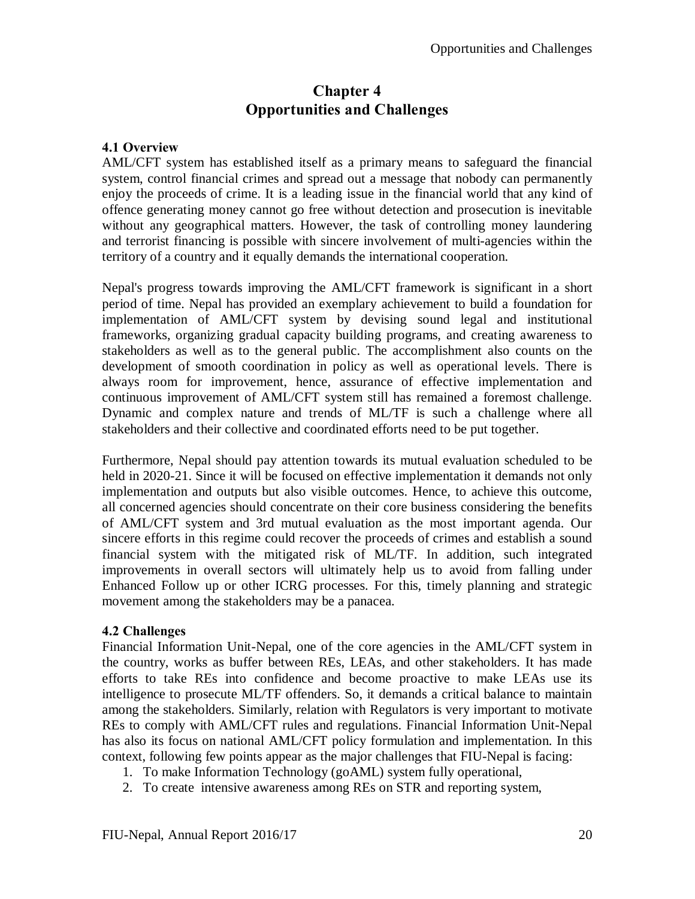# Chapter 4
# Opportunities and Challenges

### 4.1 Overview

AML/CFT system has established itself as a primary means to safeguard the financial system, control financial crimes and spread out a message that nobody can permanently enjoy the proceeds of crime. It is a leading issue in the financial world that any kind of offence generating money cannot go free without detection and prosecution is inevitable without any geographical matters. However, the task of controlling money laundering and terrorist financing is possible with sincere involvement of multi-agencies within the territory of a country and it equally demands the international cooperation.

Nepal's progress towards improving the AML/CFT framework is significant in a short period of time. Nepal has provided an exemplary achievement to build a foundation for implementation of AML/CFT system by devising sound legal and institutional frameworks, organizing gradual capacity building programs, and creating awareness to stakeholders as well as to the general public. The accomplishment also counts on the development of smooth coordination in policy as well as operational levels. There is always room for improvement, hence, assurance of effective implementation and continuous improvement of AML/CFT system still has remained a foremost challenge. Dynamic and complex nature and trends of ML/TF is such a challenge where all stakeholders and their collective and coordinated efforts need to be put together.

Furthermore, Nepal should pay attention towards its mutual evaluation scheduled to be held in 2020-21. Since it will be focused on effective implementation it demands not only implementation and outputs but also visible outcomes. Hence, to achieve this outcome, all concerned agencies should concentrate on their core business considering the benefits of AML/CFT system and 3rd mutual evaluation as the most important agenda. Our sincere efforts in this regime could recover the proceeds of crimes and establish a sound financial system with the mitigated risk of ML/TF. In addition, such integrated improvements in overall sectors will ultimately help us to avoid from falling under Enhanced Follow up or other ICRG processes. For this, timely planning and strategic movement among the stakeholders may be a panacea.

### 4.2 Challenges

Financial Information Unit-Nepal, one of the core agencies in the AML/CFT system in the country, works as buffer between REs, LEAs, and other stakeholders. It has made efforts to take REs into confidence and become proactive to make LEAs use its intelligence to prosecute ML/TF offenders. So, it demands a critical balance to maintain among the stakeholders. Similarly, relation with Regulators is very important to motivate REs to comply with AML/CFT rules and regulations. Financial Information Unit-Nepal has also its focus on national AML/CFT policy formulation and implementation. In this context, following few points appear as the major challenges that FIU-Nepal is facing:

1. To make Information Technology (goAML) system fully operational,
2. To create intensive awareness among REs on STR and reporting system,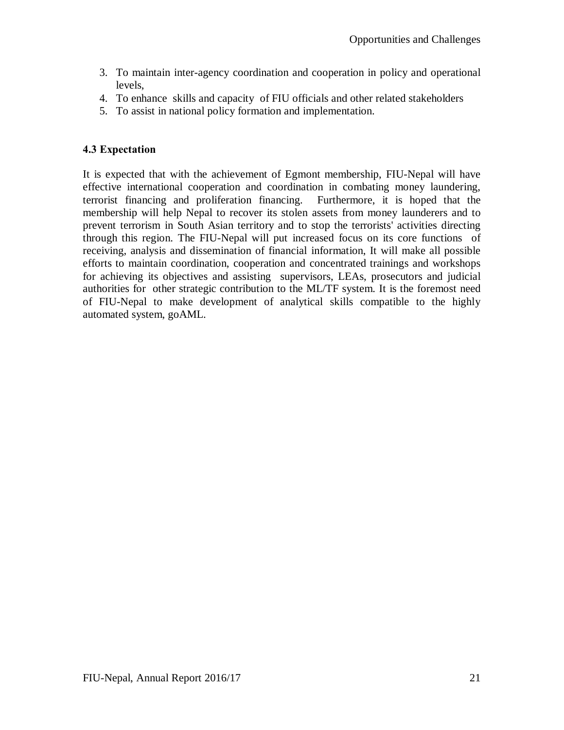3. To maintain inter-agency coordination and cooperation in policy and operational levels,
4. To enhance skills and capacity of FIU officials and other related stakeholders
5. To assist in national policy formation and implementation.

### 4.3 Expectation

It is expected that with the achievement of Egmont membership, FIU-Nepal will have effective international cooperation and coordination in combating money laundering, terrorist financing and proliferation financing. Furthermore, it is hoped that the membership will help Nepal to recover its stolen assets from money launderers and to prevent terrorism in South Asian territory and to stop the terrorists' activities directing through this region. The FIU-Nepal will put increased focus on its core functions of receiving, analysis and dissemination of financial information, It will make all possible efforts to maintain coordination, cooperation and concentrated trainings and workshops for achieving its objectives and assisting supervisors, LEAs, prosecutors and judicial authorities for other strategic contribution to the ML/TF system. It is the foremost need of FIU-Nepal to make development of analytical skills compatible to the highly automated system, goAML.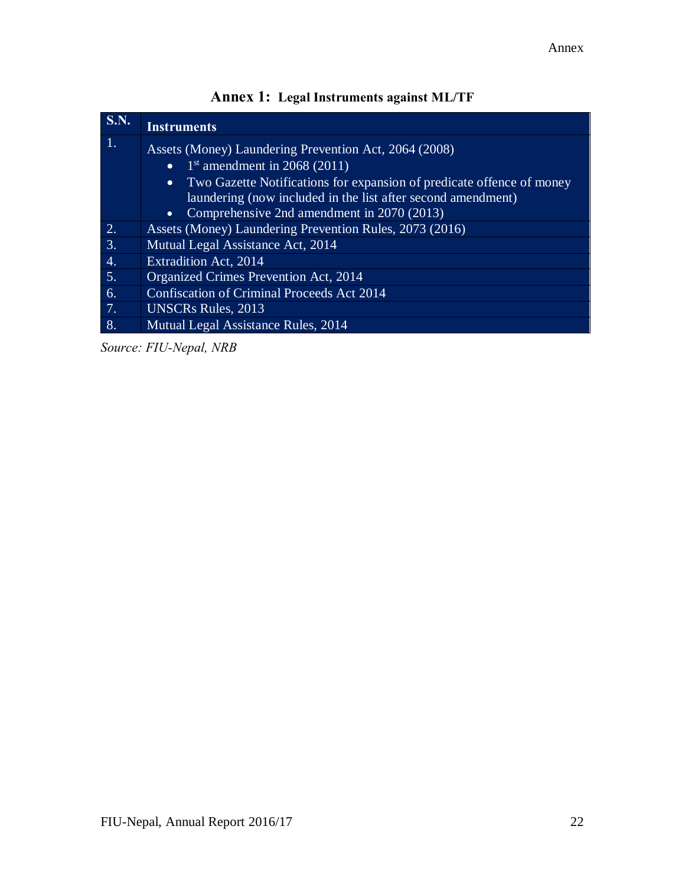## Annex 1: Legal Instruments against ML/TF

| S.N. | Instruments |
|---|---|
| 1. | Assets (Money) Laundering Prevention Act, 2064 (2008)<br>• 1st amendment in 2068 (2011)<br>• Two Gazette Notifications for expansion of predicate offence of money laundering (now included in the list after second amendment)<br>• Comprehensive 2nd amendment in 2070 (2013) |
| 2. | Assets (Money) Laundering Prevention Rules, 2073 (2016) |
| 3. | Mutual Legal Assistance Act, 2014 |
| 4. | Extradition Act, 2014 |
| 5. | Organized Crimes Prevention Act, 2014 |
| 6. | Confiscation of Criminal Proceeds Act 2014 |
| 7. | UNSCRs Rules, 2013 |
| 8. | Mutual Legal Assistance Rules, 2014 |

*Source: FIU-Nepal, NRB*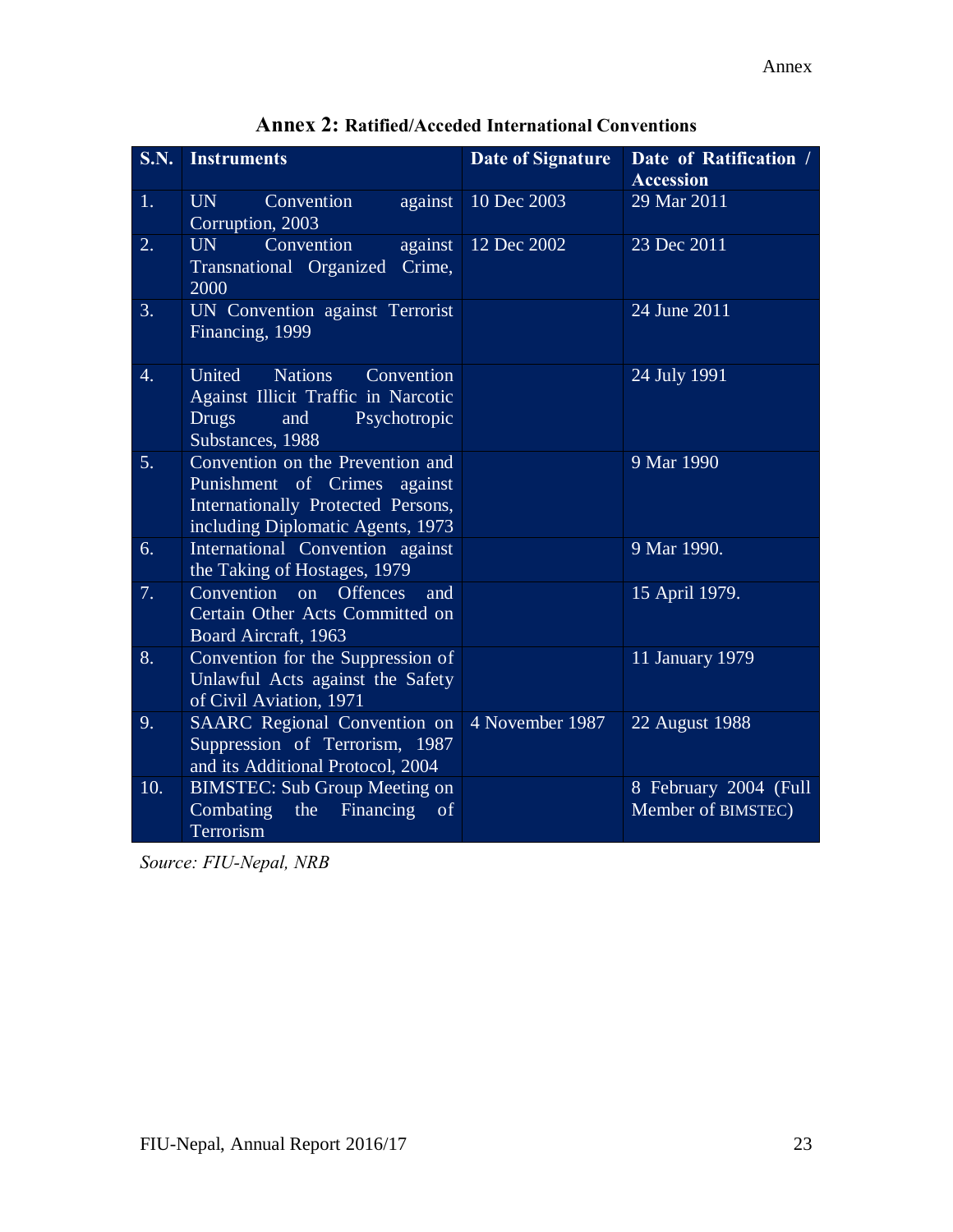## Annex 2: Ratified/Acceded International Conventions

| S.N. | Instruments | Date of Signature | Date of Ratification / Accession |
|---|---|---|---|
| 1. | UN Convention against Corruption, 2003 | 10 Dec 2003 | 29 Mar 2011 |
| 2. | UN Convention against Transnational Organized Crime, 2000 | 12 Dec 2002 | 23 Dec 2011 |
| 3. | UN Convention against Terrorist Financing, 1999 | | 24 June 2011 |
| 4. | United Nations Convention Against Illicit Traffic in Narcotic Drugs and Psychotropic Substances, 1988 | | 24 July 1991 |
| 5. | Convention on the Prevention and Punishment of Crimes against Internationally Protected Persons, including Diplomatic Agents, 1973 | | 9 Mar 1990 |
| 6. | International Convention against the Taking of Hostages, 1979 | | 9 Mar 1990. |
| 7. | Convention on Offences and Certain Other Acts Committed on Board Aircraft, 1963 | | 15 April 1979. |
| 8. | Convention for the Suppression of Unlawful Acts against the Safety of Civil Aviation, 1971 | | 11 January 1979 |
| 9. | SAARC Regional Convention on Suppression of Terrorism, 1987 and its Additional Protocol, 2004 | 4 November 1987 | 22 August 1988 |
| 10. | BIMSTEC: Sub Group Meeting on Combating the Financing of Terrorism | | 8 February 2004 (Full Member of BIMSTEC) |

*Source: FIU-Nepal, NRB*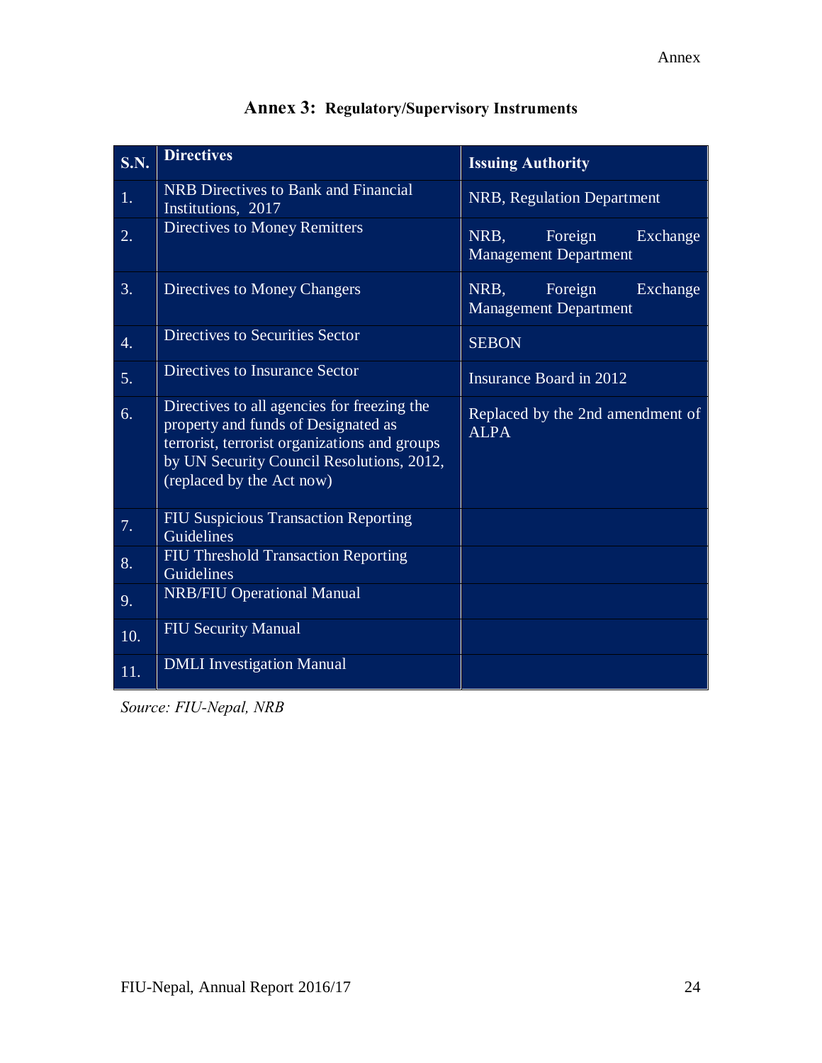## Annex 3: Regulatory/Supervisory Instruments

| S.N. | Directives | Issuing Authority |
|---|---|---|
| 1. | NRB Directives to Bank and Financial Institutions, 2017 | NRB, Regulation Department |
| 2. | Directives to Money Remitters | NRB, Foreign Exchange Management Department |
| 3. | Directives to Money Changers | NRB, Foreign Exchange Management Department |
| 4. | Directives to Securities Sector | SEBON |
| 5. | Directives to Insurance Sector | Insurance Board in 2012 |
| 6. | Directives to all agencies for freezing the property and funds of Designated as terrorist, terrorist organizations and groups by UN Security Council Resolutions, 2012, (replaced by the Act now) | Replaced by the 2nd amendment of ALPA |
| 7. | FIU Suspicious Transaction Reporting Guidelines | |
| 8. | FIU Threshold Transaction Reporting Guidelines | |
| 9. | NRB/FIU Operational Manual | |
| 10. | FIU Security Manual | |
| 11. | DMLI Investigation Manual | |

*Source: FIU-Nepal, NRB*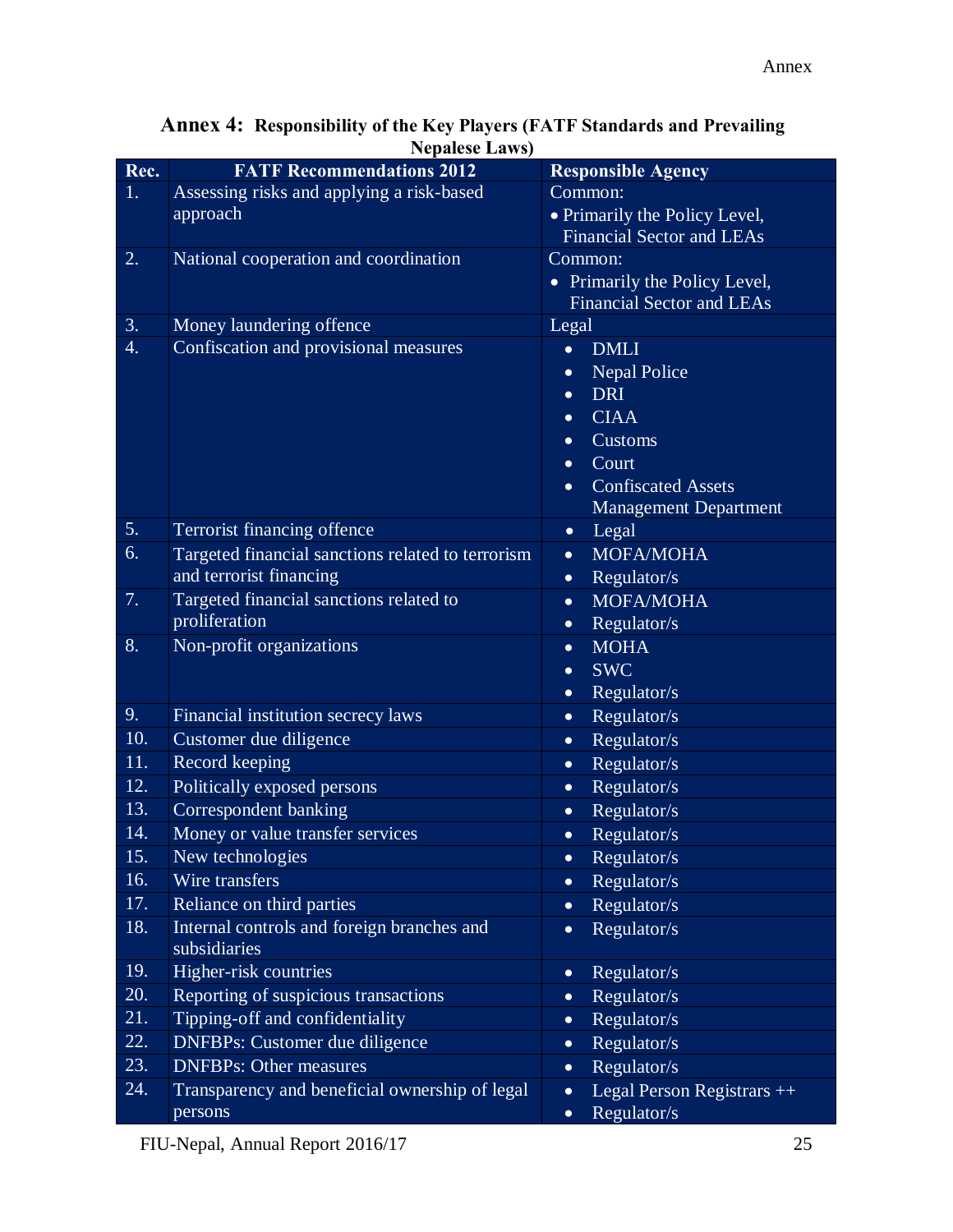## Annex 4: Responsibility of the Key Players (FATF Standards and Prevailing Nepalese Laws)

| Rec. | FATF Recommendations 2012 | Responsible Agency |
|---|---|---|
| 1. | Assessing risks and applying a risk-based approach | Common:<br>• Primarily the Policy Level, Financial Sector and LEAs |
| 2. | National cooperation and coordination | Common:<br>• Primarily the Policy Level, Financial Sector and LEAs |
| 3. | Money laundering offence | Legal |
| 4. | Confiscation and provisional measures | • DMLI<br>• Nepal Police<br>• DRI<br>• CIAA<br>• Customs<br>• Court<br>• Confiscated Assets Management Department |
| 5. | Terrorist financing offence | • Legal |
| 6. | Targeted financial sanctions related to terrorism and terrorist financing | • MOFA/MOHA<br>• Regulator/s |
| 7. | Targeted financial sanctions related to proliferation | • MOFA/MOHA<br>• Regulator/s |
| 8. | Non-profit organizations | • MOHA<br>• SWC<br>• Regulator/s |
| 9. | Financial institution secrecy laws | • Regulator/s |
| 10. | Customer due diligence | • Regulator/s |
| 11. | Record keeping | • Regulator/s |
| 12. | Politically exposed persons | • Regulator/s |
| 13. | Correspondent banking | • Regulator/s |
| 14. | Money or value transfer services | • Regulator/s |
| 15. | New technologies | • Regulator/s |
| 16. | Wire transfers | • Regulator/s |
| 17. | Reliance on third parties | • Regulator/s |
| 18. | Internal controls and foreign branches and subsidiaries | • Regulator/s |
| 19. | Higher-risk countries | • Regulator/s |
| 20. | Reporting of suspicious transactions | • Regulator/s |
| 21. | Tipping-off and confidentiality | • Regulator/s |
| 22. | DNFBPs: Customer due diligence | • Regulator/s |
| 23. | DNFBPs: Other measures | • Regulator/s |
| 24. | Transparency and beneficial ownership of legal persons | • Legal Person Registrars ++<br>• Regulator/s |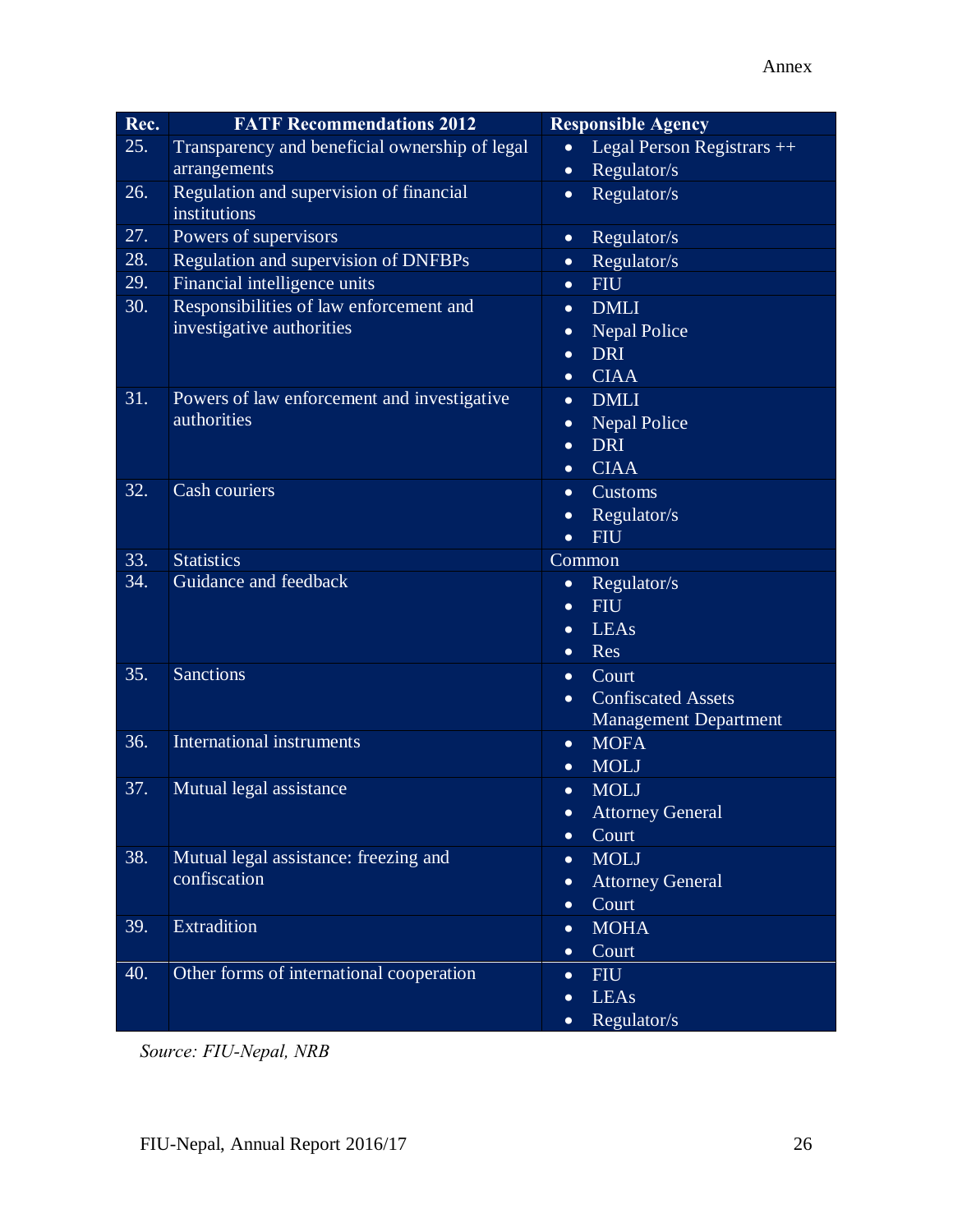| Rec. | FATF Recommendations 2012 | Responsible Agency |
|---|---|---|
| 25. | Transparency and beneficial ownership of legal arrangements | • Legal Person Registrars ++<br>• Regulator/s |
| 26. | Regulation and supervision of financial institutions | • Regulator/s |
| 27. | Powers of supervisors | • Regulator/s |
| 28. | Regulation and supervision of DNFBPs | • Regulator/s |
| 29. | Financial intelligence units | • FIU |
| 30. | Responsibilities of law enforcement and investigative authorities | • DMLI<br>• Nepal Police<br>• DRI<br>• CIAA |
| 31. | Powers of law enforcement and investigative authorities | • DMLI<br>• Nepal Police<br>• DRI<br>• CIAA |
| 32. | Cash couriers | • Customs<br>• Regulator/s<br>• FIU |
| 33. | Statistics | Common |
| 34. | Guidance and feedback | • Regulator/s<br>• FIU<br>• LEAs<br>• Res |
| 35. | Sanctions | • Court<br>• Confiscated Assets Management Department |
| 36. | International instruments | • MOFA<br>• MOLJ |
| 37. | Mutual legal assistance | • MOLJ<br>• Attorney General<br>• Court |
| 38. | Mutual legal assistance: freezing and confiscation | • MOLJ<br>• Attorney General<br>• Court |
| 39. | Extradition | • MOHA<br>• Court |
| 40. | Other forms of international cooperation | • FIU<br>• LEAs<br>• Regulator/s |

*Source: FIU-Nepal, NRB*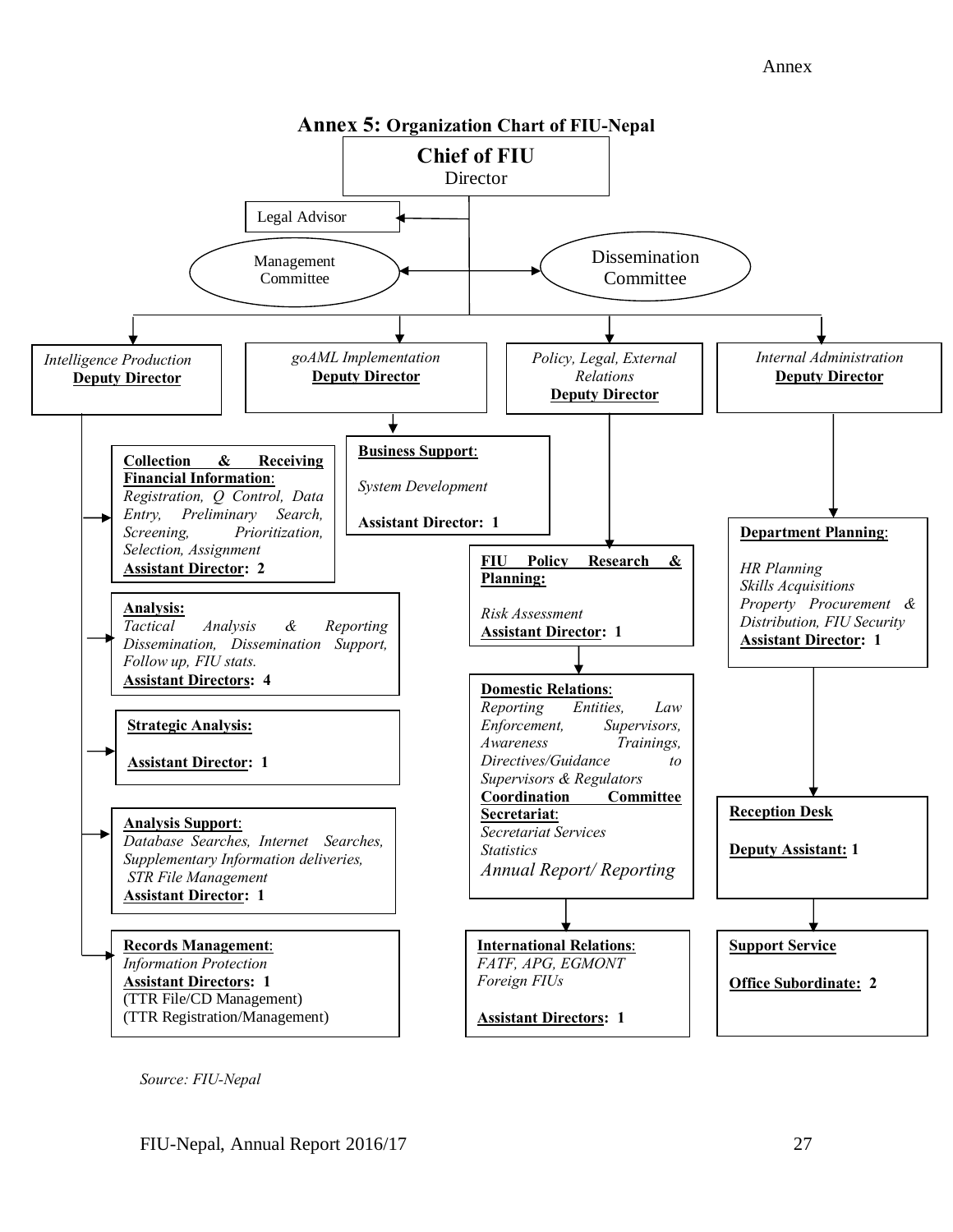## Annex 5: Organization Chart of FIU-Nepal

**Chief of FIU**
Director

- Legal Advisor
- Management Committee
- Dissemination Committee

### *Intelligence Production* — **Deputy Director**

- **Collection & Receiving Financial Information**: *Registration, Q Control, Data Entry, Preliminary Search, Screening, Prioritization, Selection, Assignment* — **Assistant Director: 2**
- **Analysis:** *Tactical Analysis & Reporting Dissemination, Dissemination Support, Follow up, FIU stats.* — **Assistant Directors: 4**
- **Strategic Analysis:** — **Assistant Director: 1**
- **Analysis Support**: *Database Searches, Internet Searches, Supplementary Information deliveries, STR File Management* — **Assistant Director: 1**
- **Records Management**: *Information Protection* — **Assistant Directors: 1** (TTR File/CD Management) (TTR Registration/Management)

### *goAML Implementation* — **Deputy Director**

- **Business Support**: *System Development* — **Assistant Director: 1**

### *Policy, Legal, External Relations* — **Deputy Director**

- **FIU Policy Research & Planning:** *Risk Assessment* — **Assistant Director: 1**
- **Domestic Relations**: *Reporting Entities, Law Enforcement, Supervisors, Awareness Trainings, Directives/Guidance to Supervisors & Regulators*
  **Coordination Committee Secretariat**: *Secretariat Services, Statistics, Annual Report/ Reporting*
- **International Relations**: *FATF, APG, EGMONT, Foreign FIUs* — **Assistant Directors: 1**

### *Internal Administration* — **Deputy Director**

- **Department Planning**: *HR Planning, Skills Acquisitions, Property Procurement & Distribution, FIU Security* — **Assistant Director: 1**
- **Reception Desk** — **Deputy Assistant: 1**
- **Support Service** — **Office Subordinate: 2**

*Source: FIU-Nepal*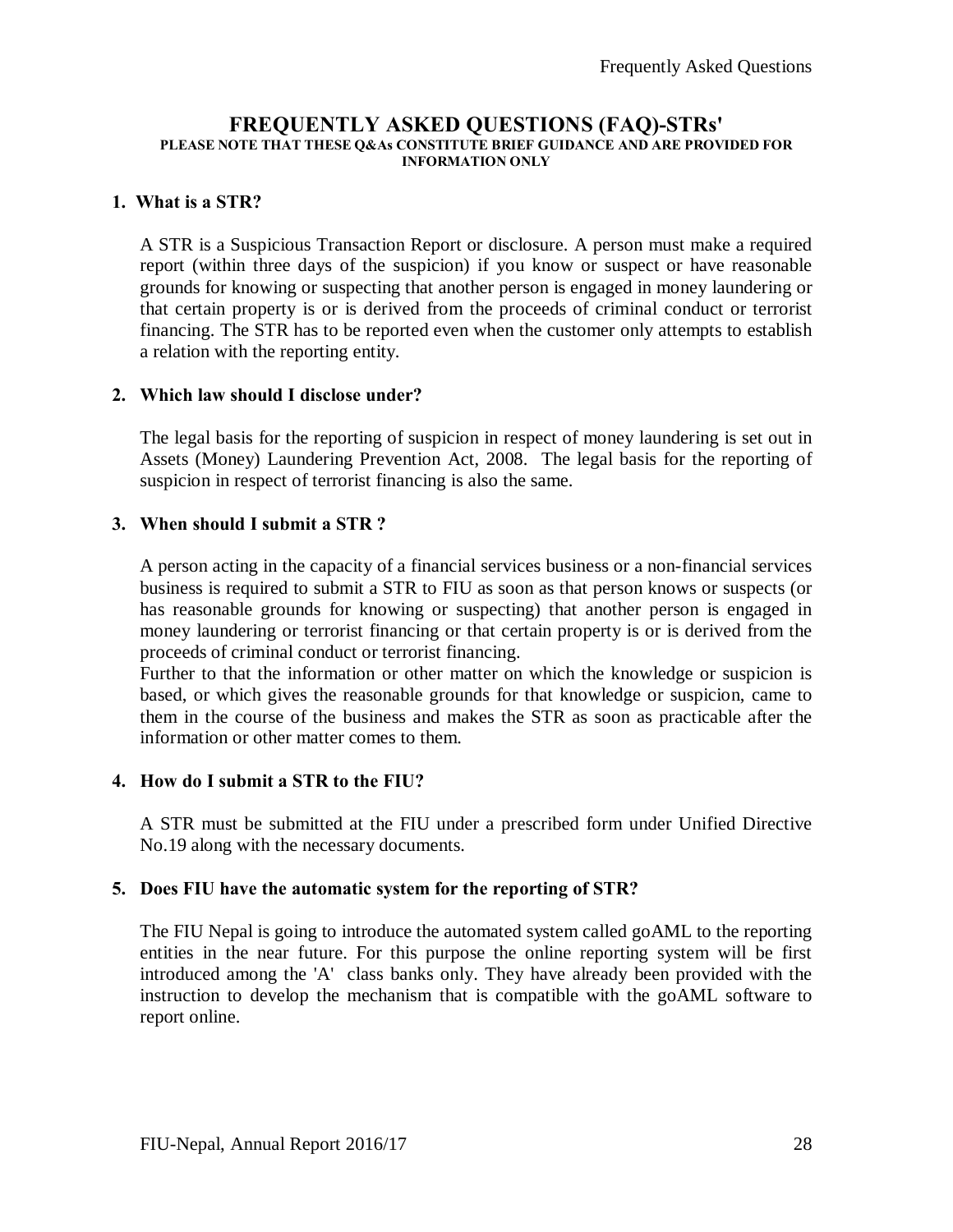## FREQUENTLY ASKED QUESTIONS (FAQ)-STRs'

**PLEASE NOTE THAT THESE Q&As CONSTITUTE BRIEF GUIDANCE AND ARE PROVIDED FOR INFORMATION ONLY**

### 1. What is a STR?

A STR is a Suspicious Transaction Report or disclosure. A person must make a required report (within three days of the suspicion) if you know or suspect or have reasonable grounds for knowing or suspecting that another person is engaged in money laundering or that certain property is or is derived from the proceeds of criminal conduct or terrorist financing. The STR has to be reported even when the customer only attempts to establish a relation with the reporting entity.

### 2. Which law should I disclose under?

The legal basis for the reporting of suspicion in respect of money laundering is set out in Assets (Money) Laundering Prevention Act, 2008. The legal basis for the reporting of suspicion in respect of terrorist financing is also the same.

### 3. When should I submit a STR ?

A person acting in the capacity of a financial services business or a non-financial services business is required to submit a STR to FIU as soon as that person knows or suspects (or has reasonable grounds for knowing or suspecting) that another person is engaged in money laundering or terrorist financing or that certain property is or is derived from the proceeds of criminal conduct or terrorist financing.

Further to that the information or other matter on which the knowledge or suspicion is based, or which gives the reasonable grounds for that knowledge or suspicion, came to them in the course of the business and makes the STR as soon as practicable after the information or other matter comes to them.

### 4. How do I submit a STR to the FIU?

A STR must be submitted at the FIU under a prescribed form under Unified Directive No.19 along with the necessary documents.

### 5. Does FIU have the automatic system for the reporting of STR?

The FIU Nepal is going to introduce the automated system called goAML to the reporting entities in the near future. For this purpose the online reporting system will be first introduced among the 'A' class banks only. They have already been provided with the instruction to develop the mechanism that is compatible with the goAML software to report online.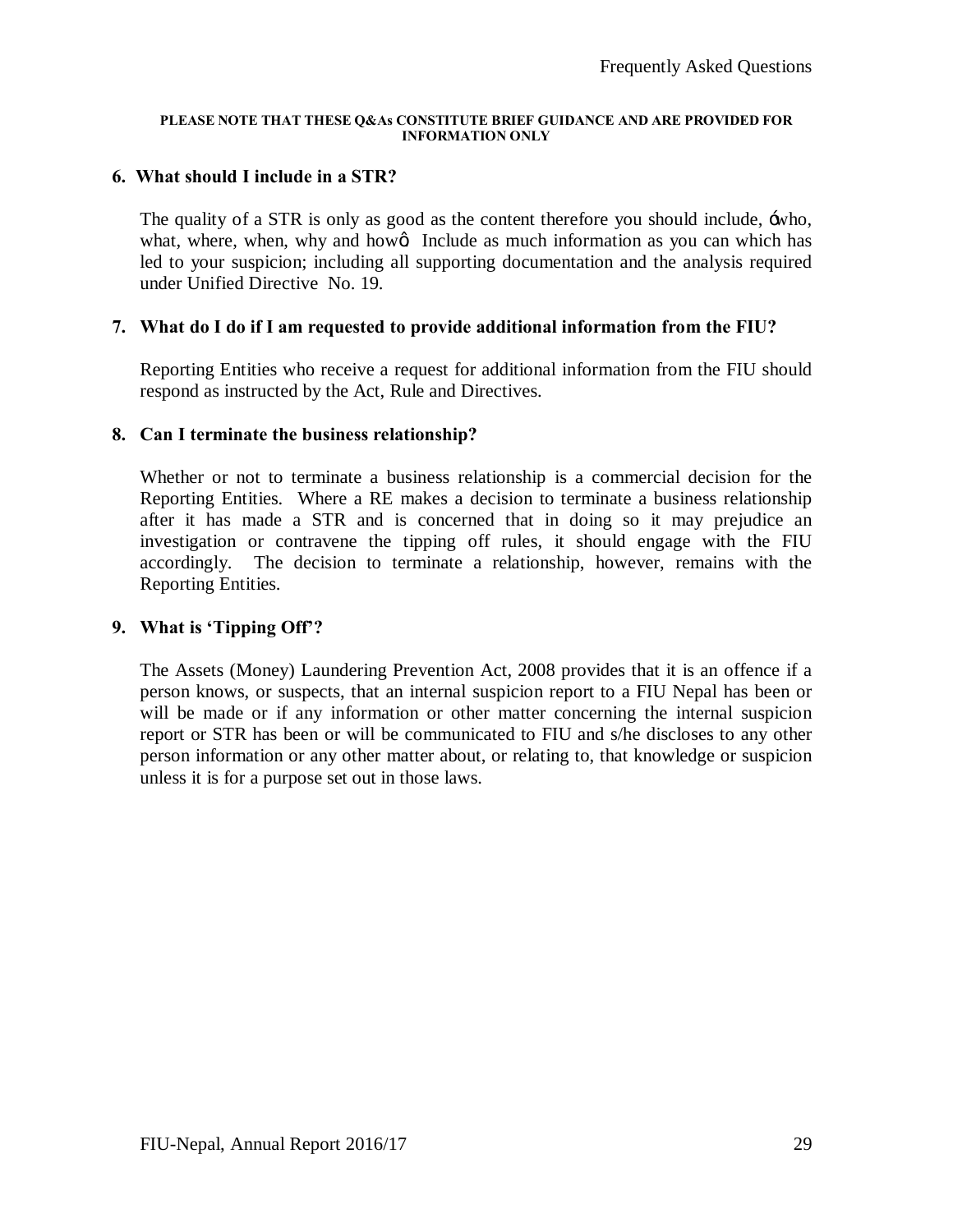**PLEASE NOTE THAT THESE Q&As CONSTITUTE BRIEF GUIDANCE AND ARE PROVIDED FOR INFORMATION ONLY**

**6. What should I include in a STR?**

The quality of a STR is only as good as the content therefore you should include, ‘who, what, where, when, why and how’. Include as much information as you can which has led to your suspicion; including all supporting documentation and the analysis required under Unified Directive No. 19.

**7. What do I do if I am requested to provide additional information from the FIU?**

Reporting Entities who receive a request for additional information from the FIU should respond as instructed by the Act, Rule and Directives.

**8. Can I terminate the business relationship?**

Whether or not to terminate a business relationship is a commercial decision for the Reporting Entities. Where a RE makes a decision to terminate a business relationship after it has made a STR and is concerned that in doing so it may prejudice an investigation or contravene the tipping off rules, it should engage with the FIU accordingly. The decision to terminate a relationship, however, remains with the Reporting Entities.

**9. What is ‘Tipping Off’?**

The Assets (Money) Laundering Prevention Act, 2008 provides that it is an offence if a person knows, or suspects, that an internal suspicion report to a FIU Nepal has been or will be made or if any information or other matter concerning the internal suspicion report or STR has been or will be communicated to FIU and s/he discloses to any other person information or any other matter about, or relating to, that knowledge or suspicion unless it is for a purpose set out in those laws.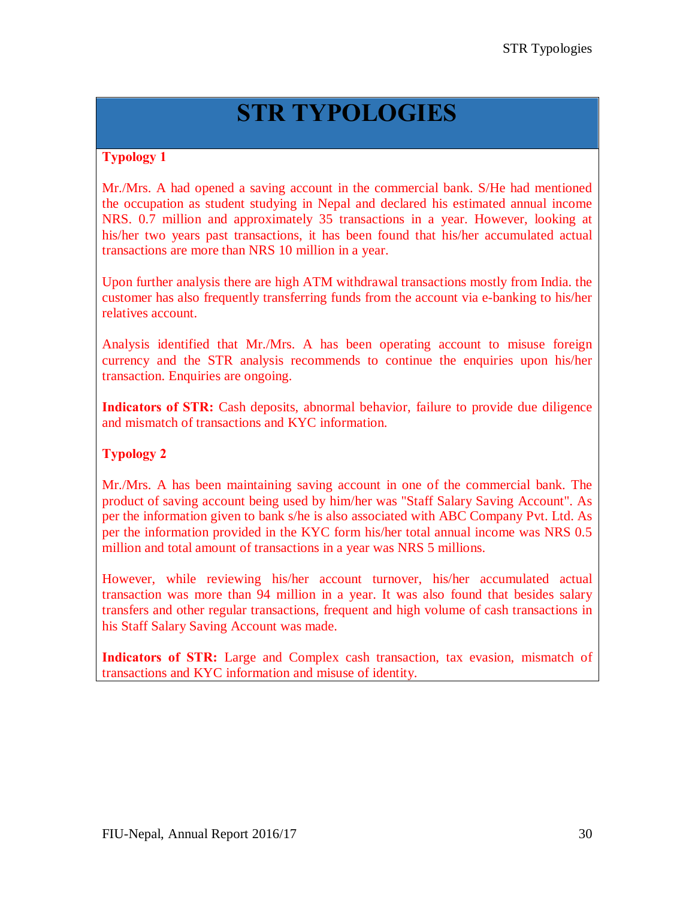# STR TYPOLOGIES

**Typology 1**

Mr./Mrs. A had opened a saving account in the commercial bank. S/He had mentioned the occupation as student studying in Nepal and declared his estimated annual income NRS. 0.7 million and approximately 35 transactions in a year. However, looking at his/her two years past transactions, it has been found that his/her accumulated actual transactions are more than NRS 10 million in a year.

Upon further analysis there are high ATM withdrawal transactions mostly from India. the customer has also frequently transferring funds from the account via e-banking to his/her relatives account.

Analysis identified that Mr./Mrs. A has been operating account to misuse foreign currency and the STR analysis recommends to continue the enquiries upon his/her transaction. Enquiries are ongoing.

**Indicators of STR:** Cash deposits, abnormal behavior, failure to provide due diligence and mismatch of transactions and KYC information.

**Typology 2**

Mr./Mrs. A has been maintaining saving account in one of the commercial bank. The product of saving account being used by him/her was "Staff Salary Saving Account". As per the information given to bank s/he is also associated with ABC Company Pvt. Ltd. As per the information provided in the KYC form his/her total annual income was NRS 0.5 million and total amount of transactions in a year was NRS 5 millions.

However, while reviewing his/her account turnover, his/her accumulated actual transaction was more than 94 million in a year. It was also found that besides salary transfers and other regular transactions, frequent and high volume of cash transactions in his Staff Salary Saving Account was made.

**Indicators of STR:** Large and Complex cash transaction, tax evasion, mismatch of transactions and KYC information and misuse of identity.